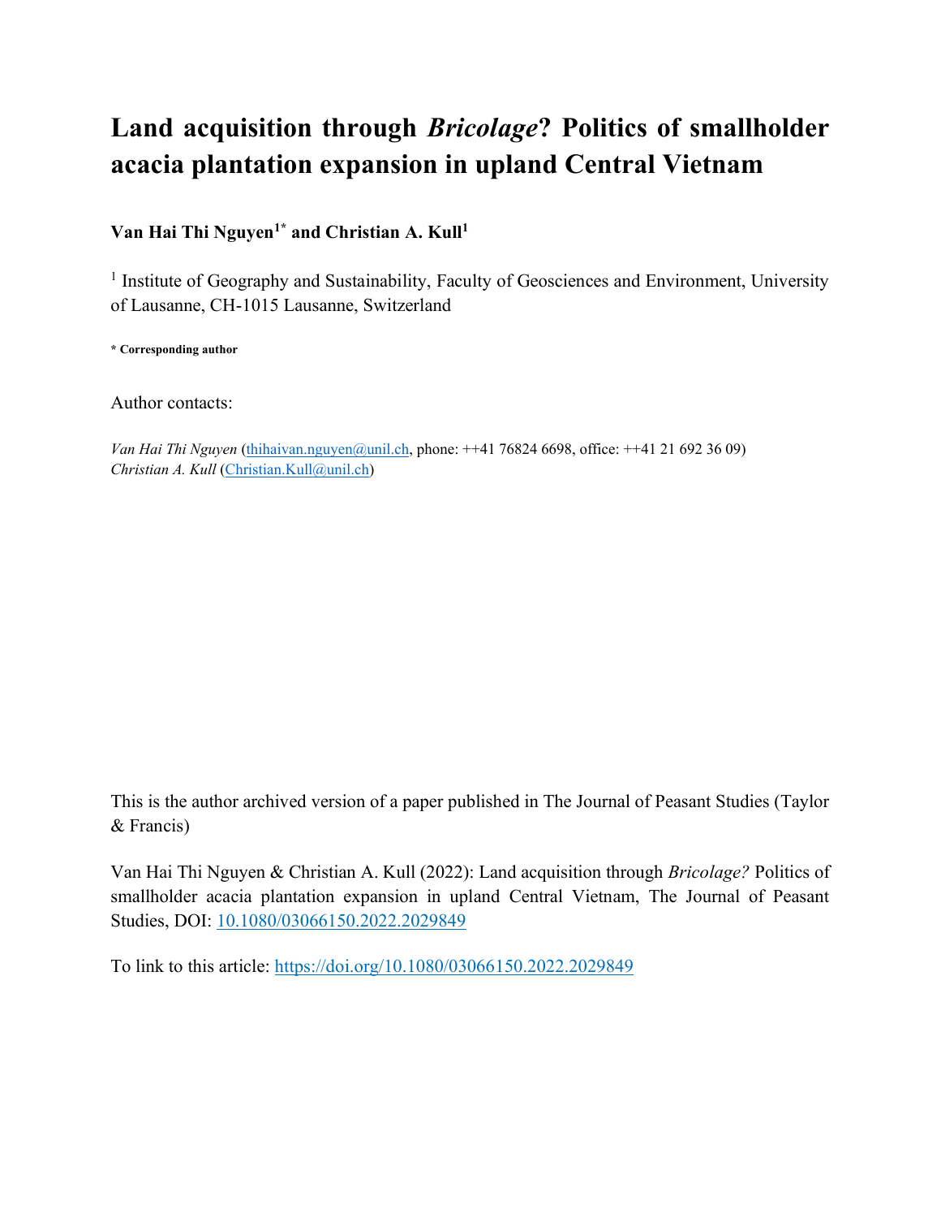# Land acquisition through *Bricolage*? Politics of smallholder acacia plantation expansion in upland Central Vietnam

**Van Hai Thi Nguyen[1*] and Christian A. Kull[1]**

[1] Institute of Geography and Sustainability, Faculty of Geosciences and Environment, University of Lausanne, CH-1015 Lausanne, Switzerland

**\* Corresponding author**

Author contacts:

*Van Hai Thi Nguyen* (thihaivan.nguyen@unil.ch, phone: ++41 76824 6698, office: ++41 21 692 36 09)
*Christian A. Kull* (Christian.Kull@unil.ch)

This is the author archived version of a paper published in The Journal of Peasant Studies (Taylor & Francis)

Van Hai Thi Nguyen & Christian A. Kull (2022): Land acquisition through *Bricolage?* Politics of smallholder acacia plantation expansion in upland Central Vietnam, The Journal of Peasant Studies, DOI: 10.1080/03066150.2022.2029849

To link to this article: https://doi.org/10.1080/03066150.2022.2029849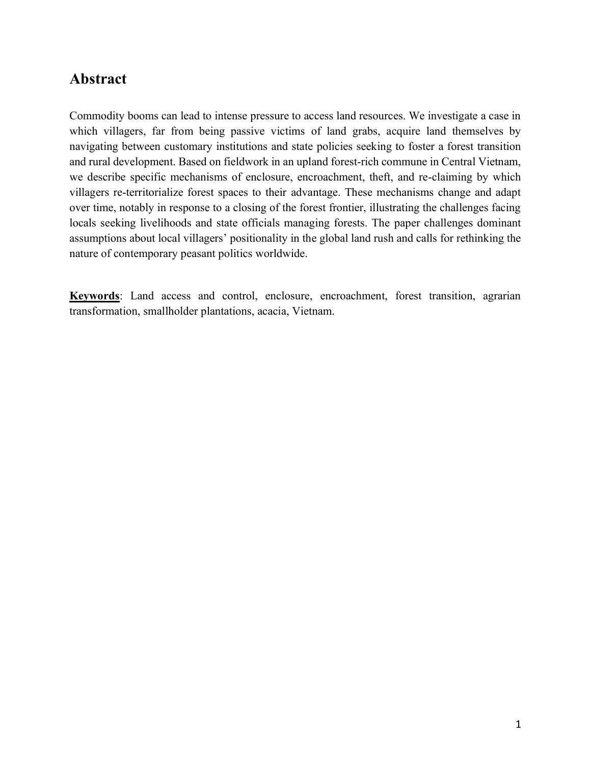## Abstract

Commodity booms can lead to intense pressure to access land resources. We investigate a case in which villagers, far from being passive victims of land grabs, acquire land themselves by navigating between customary institutions and state policies seeking to foster a forest transition and rural development. Based on fieldwork in an upland forest-rich commune in Central Vietnam, we describe specific mechanisms of enclosure, encroachment, theft, and re-claiming by which villagers re-territorialize forest spaces to their advantage. These mechanisms change and adapt over time, notably in response to a closing of the forest frontier, illustrating the challenges facing locals seeking livelihoods and state officials managing forests. The paper challenges dominant assumptions about local villagers' positionality in the global land rush and calls for rethinking the nature of contemporary peasant politics worldwide.

**Keywords**: Land access and control, enclosure, encroachment, forest transition, agrarian transformation, smallholder plantations, acacia, Vietnam.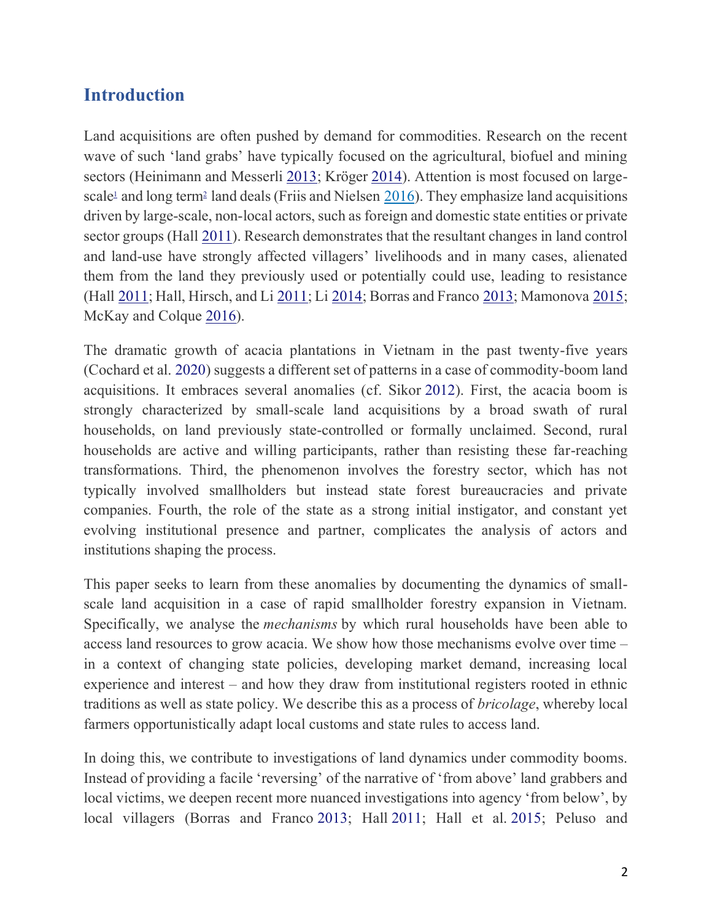## Introduction

Land acquisitions are often pushed by demand for commodities. Research on the recent wave of such 'land grabs' have typically focused on the agricultural, biofuel and mining sectors (Heinimann and Messerli 2013; Kröger 2014). Attention is most focused on large-scale[1] and long term[2] land deals (Friis and Nielsen 2016). They emphasize land acquisitions driven by large-scale, non-local actors, such as foreign and domestic state entities or private sector groups (Hall 2011). Research demonstrates that the resultant changes in land control and land-use have strongly affected villagers' livelihoods and in many cases, alienated them from the land they previously used or potentially could use, leading to resistance (Hall 2011; Hall, Hirsch, and Li 2011; Li 2014; Borras and Franco 2013; Mamonova 2015; McKay and Colque 2016).

The dramatic growth of acacia plantations in Vietnam in the past twenty-five years (Cochard et al. 2020) suggests a different set of patterns in a case of commodity-boom land acquisitions. It embraces several anomalies (cf. Sikor 2012). First, the acacia boom is strongly characterized by small-scale land acquisitions by a broad swath of rural households, on land previously state-controlled or formally unclaimed. Second, rural households are active and willing participants, rather than resisting these far-reaching transformations. Third, the phenomenon involves the forestry sector, which has not typically involved smallholders but instead state forest bureaucracies and private companies. Fourth, the role of the state as a strong initial instigator, and constant yet evolving institutional presence and partner, complicates the analysis of actors and institutions shaping the process.

This paper seeks to learn from these anomalies by documenting the dynamics of small-scale land acquisition in a case of rapid smallholder forestry expansion in Vietnam. Specifically, we analyse the *mechanisms* by which rural households have been able to access land resources to grow acacia. We show how those mechanisms evolve over time – in a context of changing state policies, developing market demand, increasing local experience and interest – and how they draw from institutional registers rooted in ethnic traditions as well as state policy. We describe this as a process of *bricolage*, whereby local farmers opportunistically adapt local customs and state rules to access land.

In doing this, we contribute to investigations of land dynamics under commodity booms. Instead of providing a facile 'reversing' of the narrative of 'from above' land grabbers and local victims, we deepen recent more nuanced investigations into agency 'from below', by local villagers (Borras and Franco 2013; Hall 2011; Hall et al. 2015; Peluso and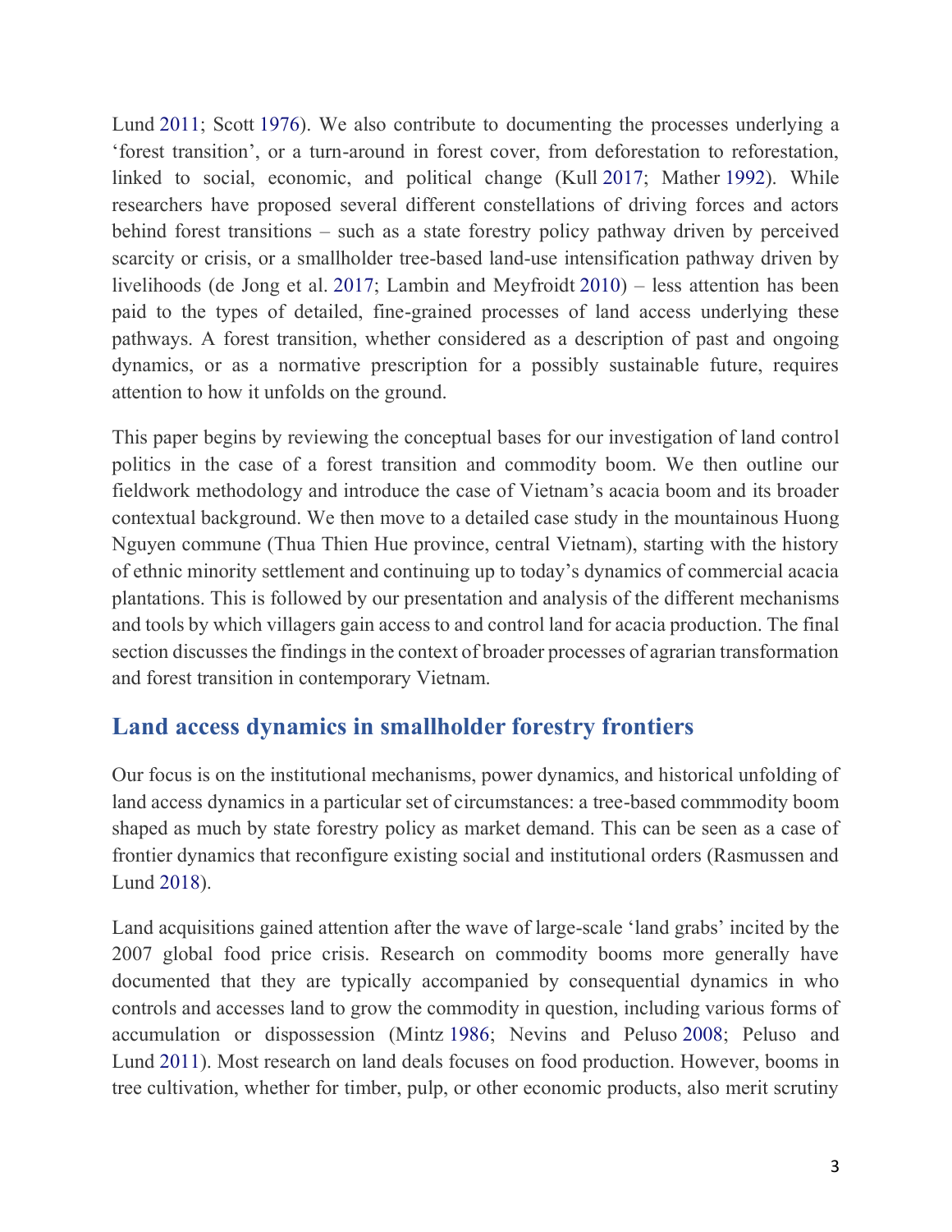Lund 2011; Scott 1976). We also contribute to documenting the processes underlying a 'forest transition', or a turn-around in forest cover, from deforestation to reforestation, linked to social, economic, and political change (Kull 2017; Mather 1992). While researchers have proposed several different constellations of driving forces and actors behind forest transitions – such as a state forestry policy pathway driven by perceived scarcity or crisis, or a smallholder tree-based land-use intensification pathway driven by livelihoods (de Jong et al. 2017; Lambin and Meyfroidt 2010) – less attention has been paid to the types of detailed, fine-grained processes of land access underlying these pathways. A forest transition, whether considered as a description of past and ongoing dynamics, or as a normative prescription for a possibly sustainable future, requires attention to how it unfolds on the ground.

This paper begins by reviewing the conceptual bases for our investigation of land control politics in the case of a forest transition and commodity boom. We then outline our fieldwork methodology and introduce the case of Vietnam's acacia boom and its broader contextual background. We then move to a detailed case study in the mountainous Huong Nguyen commune (Thua Thien Hue province, central Vietnam), starting with the history of ethnic minority settlement and continuing up to today's dynamics of commercial acacia plantations. This is followed by our presentation and analysis of the different mechanisms and tools by which villagers gain access to and control land for acacia production. The final section discusses the findings in the context of broader processes of agrarian transformation and forest transition in contemporary Vietnam.

## Land access dynamics in smallholder forestry frontiers

Our focus is on the institutional mechanisms, power dynamics, and historical unfolding of land access dynamics in a particular set of circumstances: a tree-based commmodity boom shaped as much by state forestry policy as market demand. This can be seen as a case of frontier dynamics that reconfigure existing social and institutional orders (Rasmussen and Lund 2018).

Land acquisitions gained attention after the wave of large-scale 'land grabs' incited by the 2007 global food price crisis. Research on commodity booms more generally have documented that they are typically accompanied by consequential dynamics in who controls and accesses land to grow the commodity in question, including various forms of accumulation or dispossession (Mintz 1986; Nevins and Peluso 2008; Peluso and Lund 2011). Most research on land deals focuses on food production. However, booms in tree cultivation, whether for timber, pulp, or other economic products, also merit scrutiny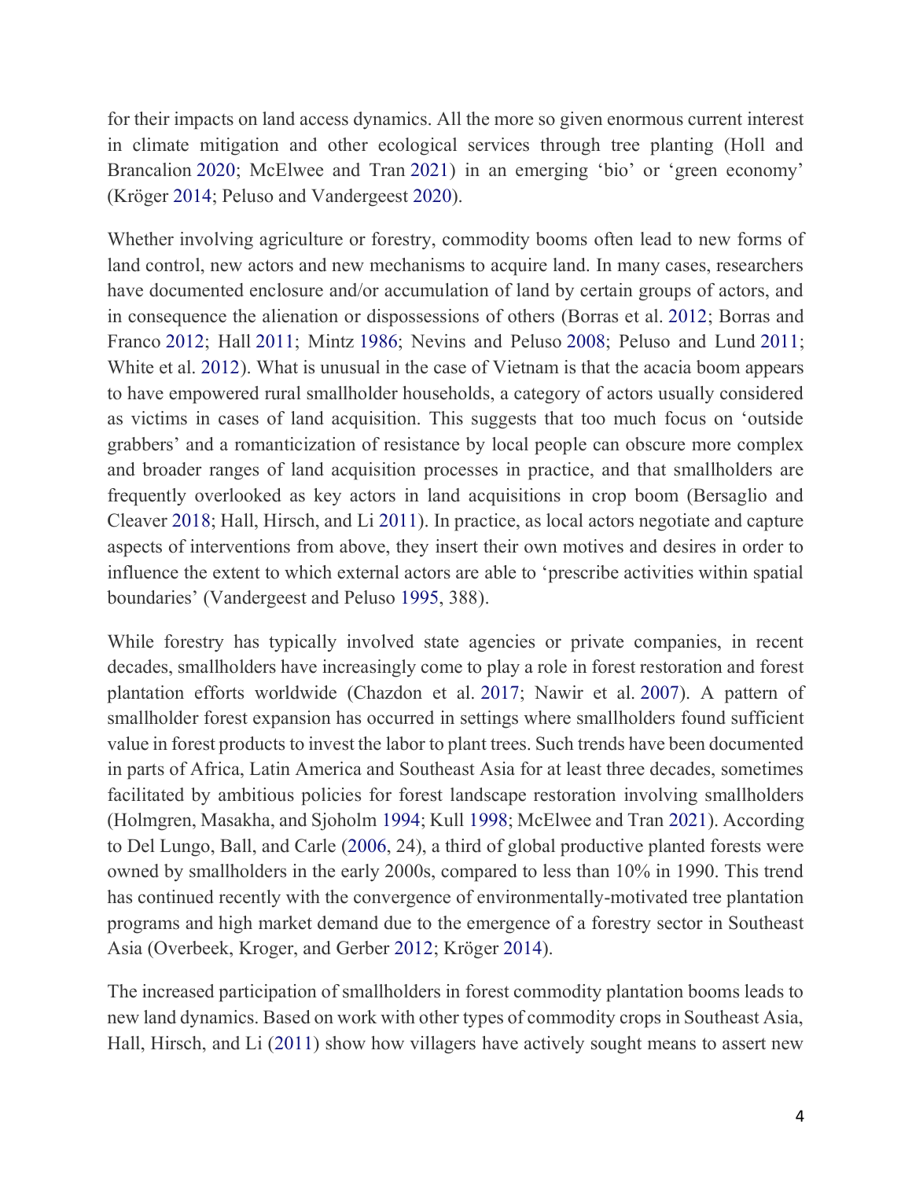for their impacts on land access dynamics. All the more so given enormous current interest in climate mitigation and other ecological services through tree planting (Holl and Brancalion 2020; McElwee and Tran 2021) in an emerging 'bio' or 'green economy' (Kröger 2014; Peluso and Vandergeest 2020).

Whether involving agriculture or forestry, commodity booms often lead to new forms of land control, new actors and new mechanisms to acquire land. In many cases, researchers have documented enclosure and/or accumulation of land by certain groups of actors, and in consequence the alienation or dispossessions of others (Borras et al. 2012; Borras and Franco 2012; Hall 2011; Mintz 1986; Nevins and Peluso 2008; Peluso and Lund 2011; White et al. 2012). What is unusual in the case of Vietnam is that the acacia boom appears to have empowered rural smallholder households, a category of actors usually considered as victims in cases of land acquisition. This suggests that too much focus on 'outside grabbers' and a romanticization of resistance by local people can obscure more complex and broader ranges of land acquisition processes in practice, and that smallholders are frequently overlooked as key actors in land acquisitions in crop boom (Bersaglio and Cleaver 2018; Hall, Hirsch, and Li 2011). In practice, as local actors negotiate and capture aspects of interventions from above, they insert their own motives and desires in order to influence the extent to which external actors are able to 'prescribe activities within spatial boundaries' (Vandergeest and Peluso 1995, 388).

While forestry has typically involved state agencies or private companies, in recent decades, smallholders have increasingly come to play a role in forest restoration and forest plantation efforts worldwide (Chazdon et al. 2017; Nawir et al. 2007). A pattern of smallholder forest expansion has occurred in settings where smallholders found sufficient value in forest products to invest the labor to plant trees. Such trends have been documented in parts of Africa, Latin America and Southeast Asia for at least three decades, sometimes facilitated by ambitious policies for forest landscape restoration involving smallholders (Holmgren, Masakha, and Sjoholm 1994; Kull 1998; McElwee and Tran 2021). According to Del Lungo, Ball, and Carle (2006, 24), a third of global productive planted forests were owned by smallholders in the early 2000s, compared to less than 10% in 1990. This trend has continued recently with the convergence of environmentally-motivated tree plantation programs and high market demand due to the emergence of a forestry sector in Southeast Asia (Overbeek, Kroger, and Gerber 2012; Kröger 2014).

The increased participation of smallholders in forest commodity plantation booms leads to new land dynamics. Based on work with other types of commodity crops in Southeast Asia, Hall, Hirsch, and Li (2011) show how villagers have actively sought means to assert new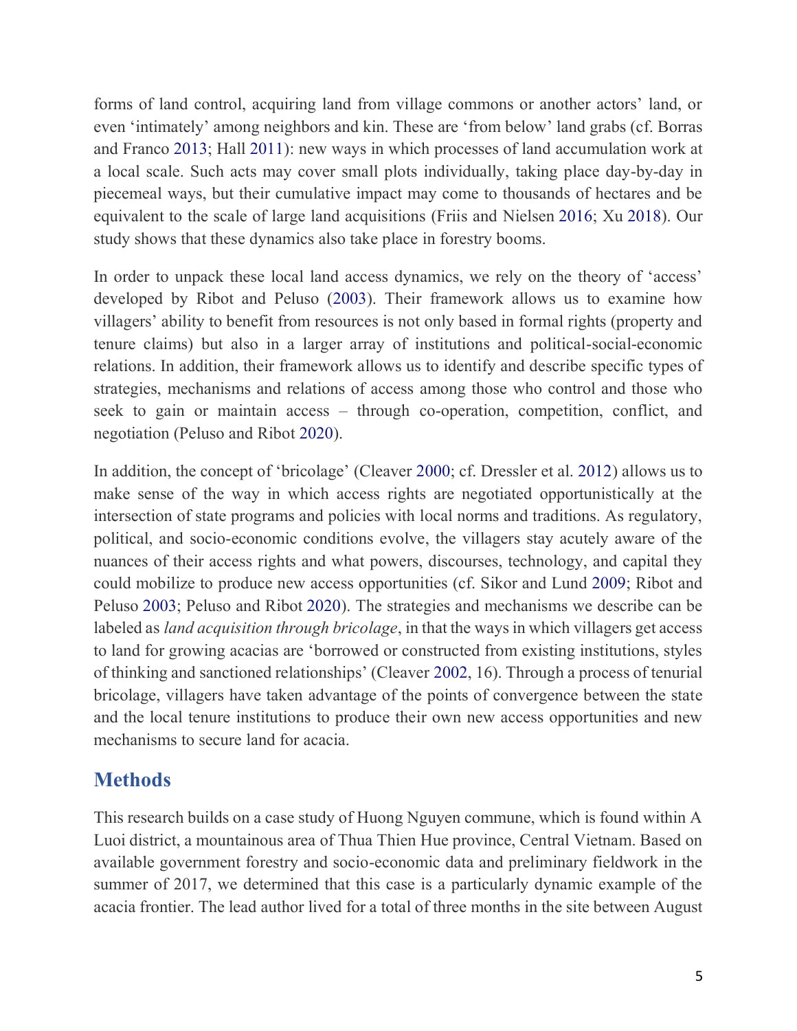forms of land control, acquiring land from village commons or another actors' land, or even 'intimately' among neighbors and kin. These are 'from below' land grabs (cf. Borras and Franco 2013; Hall 2011): new ways in which processes of land accumulation work at a local scale. Such acts may cover small plots individually, taking place day-by-day in piecemeal ways, but their cumulative impact may come to thousands of hectares and be equivalent to the scale of large land acquisitions (Friis and Nielsen 2016; Xu 2018). Our study shows that these dynamics also take place in forestry booms.

In order to unpack these local land access dynamics, we rely on the theory of 'access' developed by Ribot and Peluso (2003). Their framework allows us to examine how villagers' ability to benefit from resources is not only based in formal rights (property and tenure claims) but also in a larger array of institutions and political-social-economic relations. In addition, their framework allows us to identify and describe specific types of strategies, mechanisms and relations of access among those who control and those who seek to gain or maintain access – through co-operation, competition, conflict, and negotiation (Peluso and Ribot 2020).

In addition, the concept of 'bricolage' (Cleaver 2000; cf. Dressler et al. 2012) allows us to make sense of the way in which access rights are negotiated opportunistically at the intersection of state programs and policies with local norms and traditions. As regulatory, political, and socio-economic conditions evolve, the villagers stay acutely aware of the nuances of their access rights and what powers, discourses, technology, and capital they could mobilize to produce new access opportunities (cf. Sikor and Lund 2009; Ribot and Peluso 2003; Peluso and Ribot 2020). The strategies and mechanisms we describe can be labeled as *land acquisition through bricolage*, in that the ways in which villagers get access to land for growing acacias are 'borrowed or constructed from existing institutions, styles of thinking and sanctioned relationships' (Cleaver 2002, 16). Through a process of tenurial bricolage, villagers have taken advantage of the points of convergence between the state and the local tenure institutions to produce their own new access opportunities and new mechanisms to secure land for acacia.

## Methods

This research builds on a case study of Huong Nguyen commune, which is found within A Luoi district, a mountainous area of Thua Thien Hue province, Central Vietnam. Based on available government forestry and socio-economic data and preliminary fieldwork in the summer of 2017, we determined that this case is a particularly dynamic example of the acacia frontier. The lead author lived for a total of three months in the site between August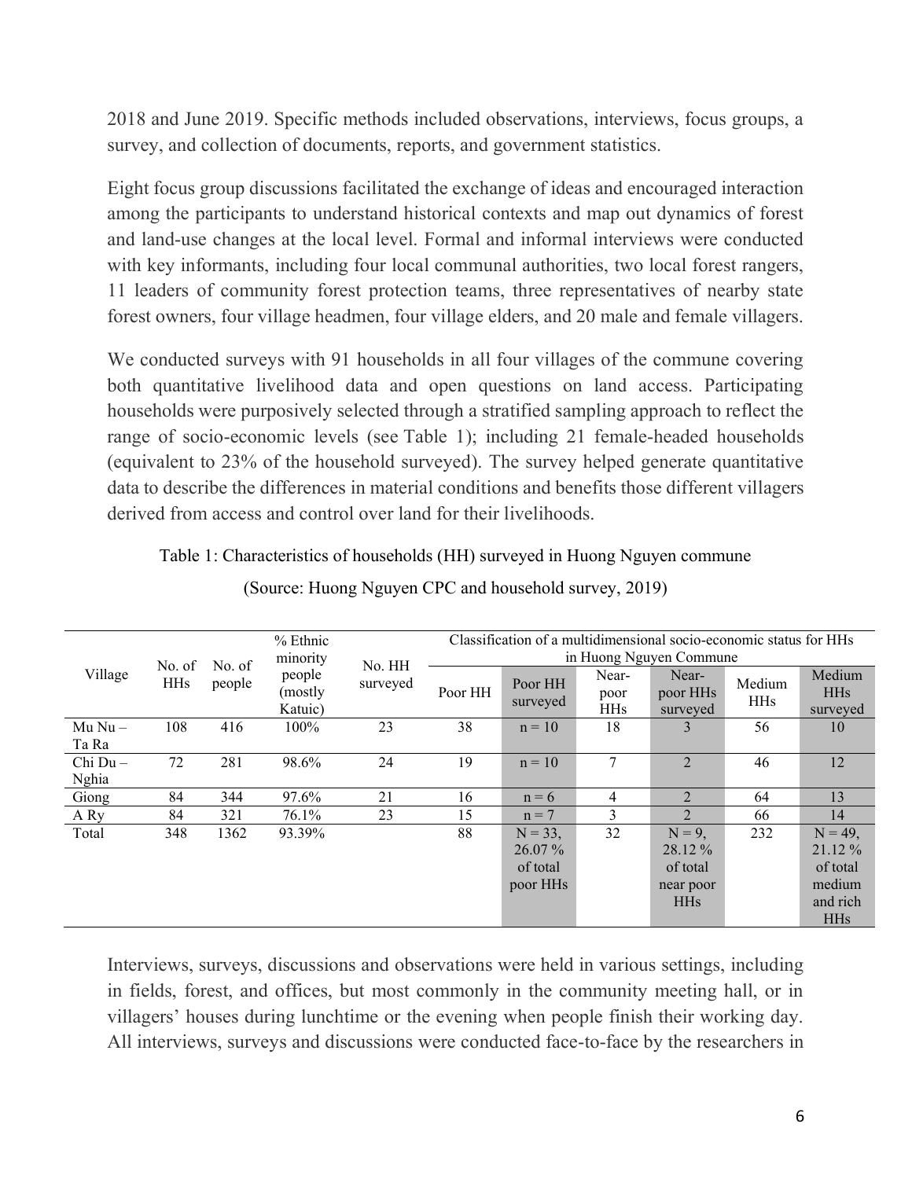2018 and June 2019. Specific methods included observations, interviews, focus groups, a survey, and collection of documents, reports, and government statistics.

Eight focus group discussions facilitated the exchange of ideas and encouraged interaction among the participants to understand historical contexts and map out dynamics of forest and land-use changes at the local level. Formal and informal interviews were conducted with key informants, including four local communal authorities, two local forest rangers, 11 leaders of community forest protection teams, three representatives of nearby state forest owners, four village headmen, four village elders, and 20 male and female villagers.

We conducted surveys with 91 households in all four villages of the commune covering both quantitative livelihood data and open questions on land access. Participating households were purposively selected through a stratified sampling approach to reflect the range of socio-economic levels (see Table 1); including 21 female-headed households (equivalent to 23% of the household surveyed). The survey helped generate quantitative data to describe the differences in material conditions and benefits those different villagers derived from access and control over land for their livelihoods.

Table 1: Characteristics of households (HH) surveyed in Huong Nguyen commune

(Source: Huong Nguyen CPC and household survey, 2019)

| Village | No. of HHs | No. of people | % Ethnic minority people (mostly Katuic) | No. HH surveyed | Classification of a multidimensional socio-economic status for HHs in Huong Nguyen Commune | | | | | |
|---|---|---|---|---|---|---|---|---|---|---|
| | | | | | Poor HH | Poor HH surveyed | Near-poor HHs | Near-poor HHs surveyed | Medium HHs | Medium HHs surveyed |
| Mu Nu – Ta Ra | 108 | 416 | 100% | 23 | 38 | n = 10 | 18 | 3 | 56 | 10 |
| Chi Du – Nghia | 72 | 281 | 98.6% | 24 | 19 | n = 10 | 7 | 2 | 46 | 12 |
| Giong | 84 | 344 | 97.6% | 21 | 16 | n = 6 | 4 | 2 | 64 | 13 |
| A Ry | 84 | 321 | 76.1% | 23 | 15 | n = 7 | 3 | 2 | 66 | 14 |
| Total | 348 | 1362 | 93.39% | | 88 | N = 33, 26.07 % of total poor HHs | 32 | N = 9, 28.12 % of total near poor HHs | 232 | N = 49, 21.12 % of total medium and rich HHs |

Interviews, surveys, discussions and observations were held in various settings, including in fields, forest, and offices, but most commonly in the community meeting hall, or in villagers' houses during lunchtime or the evening when people finish their working day. All interviews, surveys and discussions were conducted face-to-face by the researchers in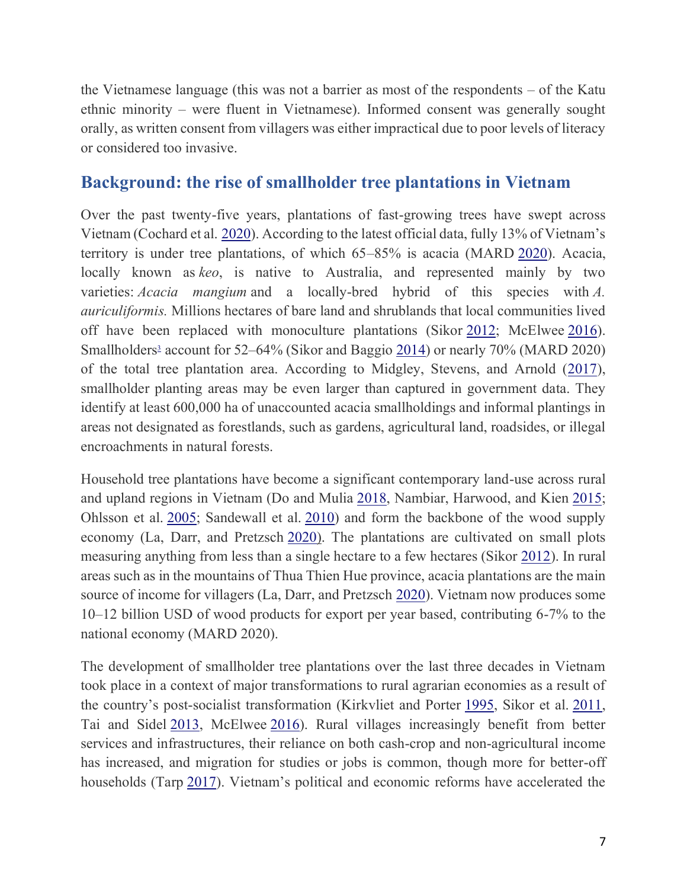the Vietnamese language (this was not a barrier as most of the respondents – of the Katu ethnic minority – were fluent in Vietnamese). Informed consent was generally sought orally, as written consent from villagers was either impractical due to poor levels of literacy or considered too invasive.

## Background: the rise of smallholder tree plantations in Vietnam

Over the past twenty-five years, plantations of fast-growing trees have swept across Vietnam (Cochard et al. 2020). According to the latest official data, fully 13% of Vietnam's territory is under tree plantations, of which 65–85% is acacia (MARD 2020). Acacia, locally known as *keo*, is native to Australia, and represented mainly by two varieties: *Acacia mangium* and a locally-bred hybrid of this species with *A. auriculiformis.* Millions hectares of bare land and shrublands that local communities lived off have been replaced with monoculture plantations (Sikor 2012; McElwee 2016). Smallholders[3] account for 52–64% (Sikor and Baggio 2014) or nearly 70% (MARD 2020) of the total tree plantation area. According to Midgley, Stevens, and Arnold (2017), smallholder planting areas may be even larger than captured in government data. They identify at least 600,000 ha of unaccounted acacia smallholdings and informal plantings in areas not designated as forestlands, such as gardens, agricultural land, roadsides, or illegal encroachments in natural forests.

Household tree plantations have become a significant contemporary land-use across rural and upland regions in Vietnam (Do and Mulia 2018, Nambiar, Harwood, and Kien 2015; Ohlsson et al. 2005; Sandewall et al. 2010) and form the backbone of the wood supply economy (La, Darr, and Pretzsch 2020). The plantations are cultivated on small plots measuring anything from less than a single hectare to a few hectares (Sikor 2012). In rural areas such as in the mountains of Thua Thien Hue province, acacia plantations are the main source of income for villagers (La, Darr, and Pretzsch 2020). Vietnam now produces some 10–12 billion USD of wood products for export per year based, contributing 6-7% to the national economy (MARD 2020).

The development of smallholder tree plantations over the last three decades in Vietnam took place in a context of major transformations to rural agrarian economies as a result of the country's post-socialist transformation (Kirkvliet and Porter 1995, Sikor et al. 2011, Tai and Sidel 2013, McElwee 2016). Rural villages increasingly benefit from better services and infrastructures, their reliance on both cash-crop and non-agricultural income has increased, and migration for studies or jobs is common, though more for better-off households (Tarp 2017). Vietnam's political and economic reforms have accelerated the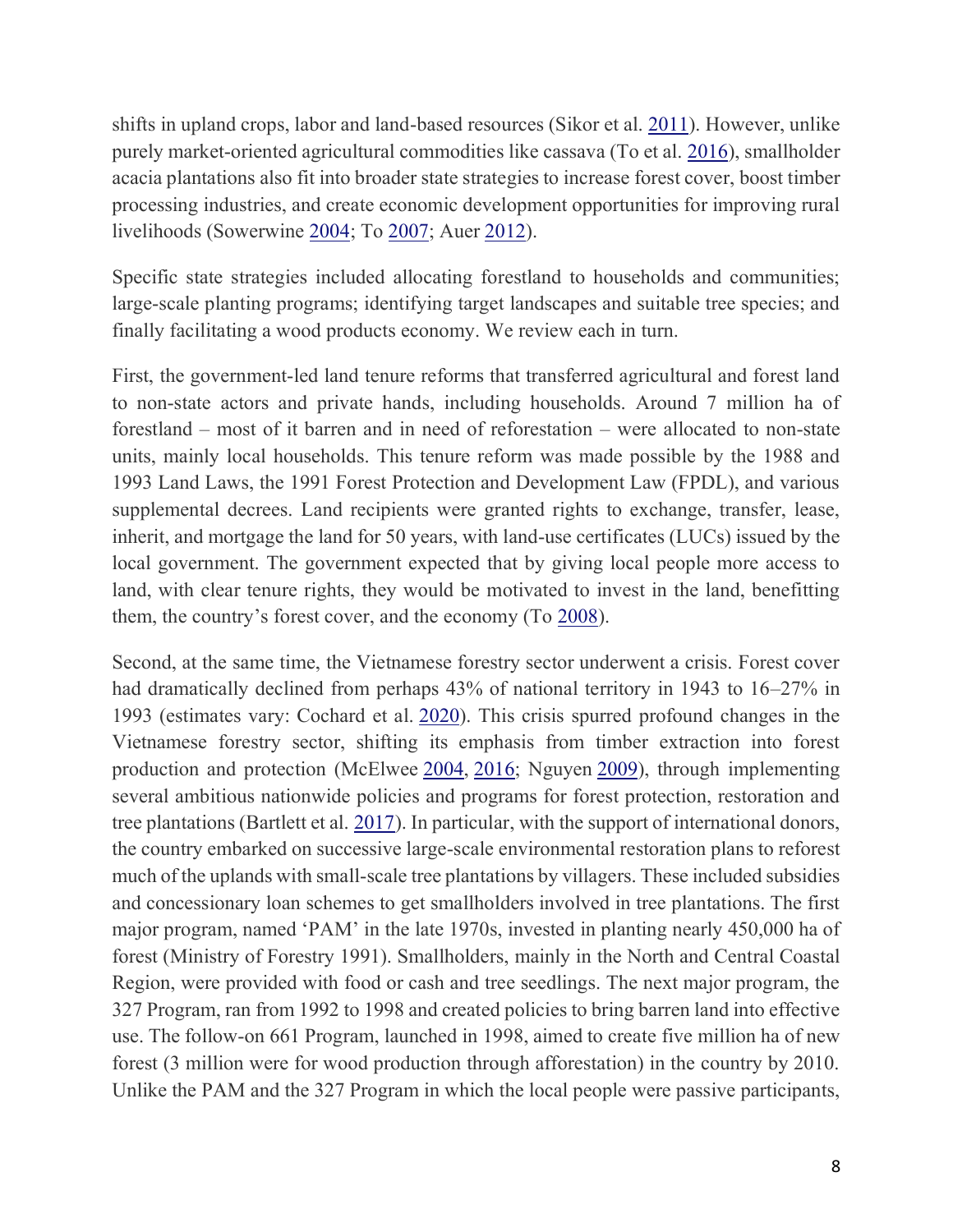shifts in upland crops, labor and land-based resources (Sikor et al. 2011). However, unlike purely market-oriented agricultural commodities like cassava (To et al. 2016), smallholder acacia plantations also fit into broader state strategies to increase forest cover, boost timber processing industries, and create economic development opportunities for improving rural livelihoods (Sowerwine 2004; To 2007; Auer 2012).

Specific state strategies included allocating forestland to households and communities; large-scale planting programs; identifying target landscapes and suitable tree species; and finally facilitating a wood products economy. We review each in turn.

First, the government-led land tenure reforms that transferred agricultural and forest land to non-state actors and private hands, including households. Around 7 million ha of forestland – most of it barren and in need of reforestation – were allocated to non-state units, mainly local households. This tenure reform was made possible by the 1988 and 1993 Land Laws, the 1991 Forest Protection and Development Law (FPDL), and various supplemental decrees. Land recipients were granted rights to exchange, transfer, lease, inherit, and mortgage the land for 50 years, with land-use certificates (LUCs) issued by the local government. The government expected that by giving local people more access to land, with clear tenure rights, they would be motivated to invest in the land, benefitting them, the country's forest cover, and the economy (To 2008).

Second, at the same time, the Vietnamese forestry sector underwent a crisis. Forest cover had dramatically declined from perhaps 43% of national territory in 1943 to 16–27% in 1993 (estimates vary: Cochard et al. 2020). This crisis spurred profound changes in the Vietnamese forestry sector, shifting its emphasis from timber extraction into forest production and protection (McElwee 2004, 2016; Nguyen 2009), through implementing several ambitious nationwide policies and programs for forest protection, restoration and tree plantations (Bartlett et al. 2017). In particular, with the support of international donors, the country embarked on successive large-scale environmental restoration plans to reforest much of the uplands with small-scale tree plantations by villagers. These included subsidies and concessionary loan schemes to get smallholders involved in tree plantations. The first major program, named 'PAM' in the late 1970s, invested in planting nearly 450,000 ha of forest (Ministry of Forestry 1991). Smallholders, mainly in the North and Central Coastal Region, were provided with food or cash and tree seedlings. The next major program, the 327 Program, ran from 1992 to 1998 and created policies to bring barren land into effective use. The follow-on 661 Program, launched in 1998, aimed to create five million ha of new forest (3 million were for wood production through afforestation) in the country by 2010. Unlike the PAM and the 327 Program in which the local people were passive participants,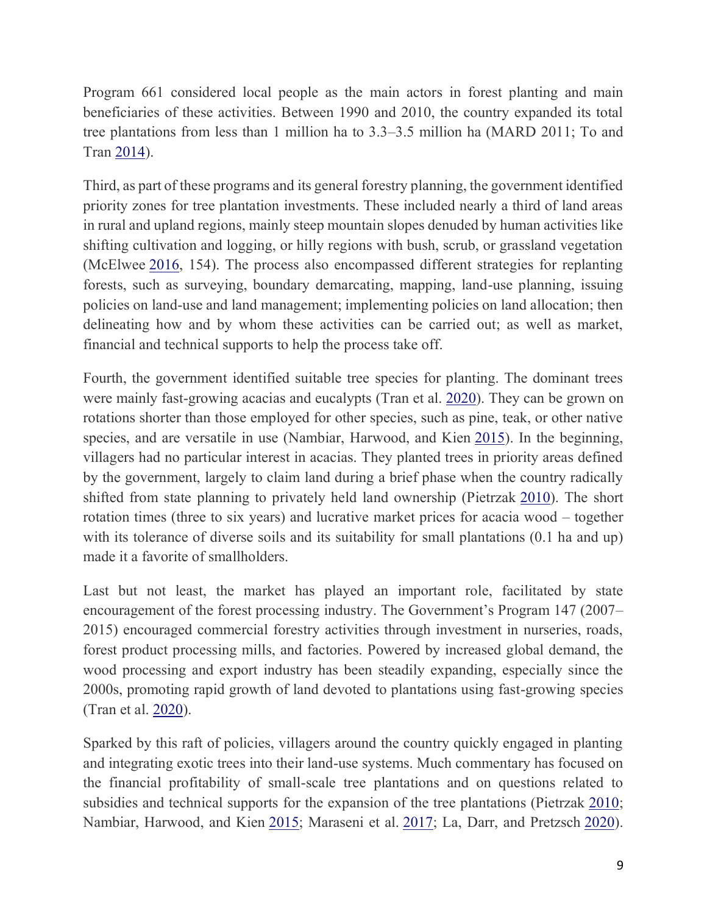Program 661 considered local people as the main actors in forest planting and main beneficiaries of these activities. Between 1990 and 2010, the country expanded its total tree plantations from less than 1 million ha to 3.3–3.5 million ha (MARD 2011; To and Tran 2014).

Third, as part of these programs and its general forestry planning, the government identified priority zones for tree plantation investments. These included nearly a third of land areas in rural and upland regions, mainly steep mountain slopes denuded by human activities like shifting cultivation and logging, or hilly regions with bush, scrub, or grassland vegetation (McElwee 2016, 154). The process also encompassed different strategies for replanting forests, such as surveying, boundary demarcating, mapping, land-use planning, issuing policies on land-use and land management; implementing policies on land allocation; then delineating how and by whom these activities can be carried out; as well as market, financial and technical supports to help the process take off.

Fourth, the government identified suitable tree species for planting. The dominant trees were mainly fast-growing acacias and eucalypts (Tran et al. 2020). They can be grown on rotations shorter than those employed for other species, such as pine, teak, or other native species, and are versatile in use (Nambiar, Harwood, and Kien 2015). In the beginning, villagers had no particular interest in acacias. They planted trees in priority areas defined by the government, largely to claim land during a brief phase when the country radically shifted from state planning to privately held land ownership (Pietrzak 2010). The short rotation times (three to six years) and lucrative market prices for acacia wood – together with its tolerance of diverse soils and its suitability for small plantations (0.1 ha and up) made it a favorite of smallholders.

Last but not least, the market has played an important role, facilitated by state encouragement of the forest processing industry. The Government's Program 147 (2007–2015) encouraged commercial forestry activities through investment in nurseries, roads, forest product processing mills, and factories. Powered by increased global demand, the wood processing and export industry has been steadily expanding, especially since the 2000s, promoting rapid growth of land devoted to plantations using fast-growing species (Tran et al. 2020).

Sparked by this raft of policies, villagers around the country quickly engaged in planting and integrating exotic trees into their land-use systems. Much commentary has focused on the financial profitability of small-scale tree plantations and on questions related to subsidies and technical supports for the expansion of the tree plantations (Pietrzak 2010; Nambiar, Harwood, and Kien 2015; Maraseni et al. 2017; La, Darr, and Pretzsch 2020).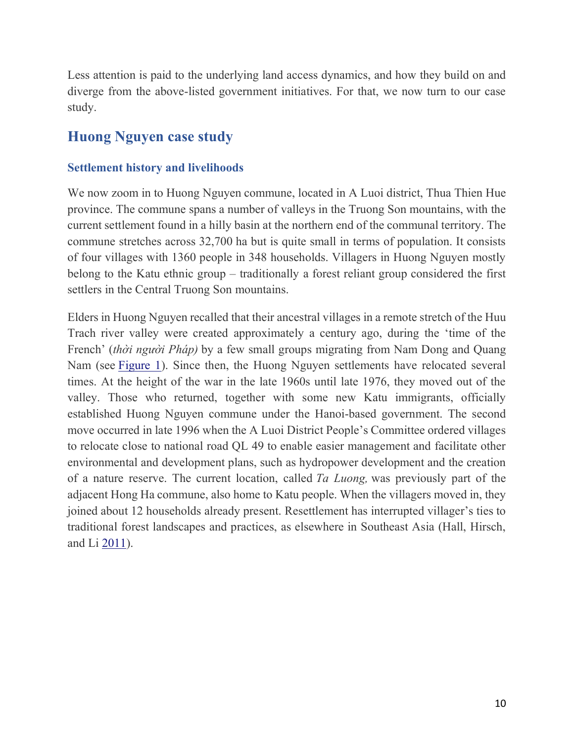Less attention is paid to the underlying land access dynamics, and how they build on and diverge from the above-listed government initiatives. For that, we now turn to our case study.

## Huong Nguyen case study

### Settlement history and livelihoods

We now zoom in to Huong Nguyen commune, located in A Luoi district, Thua Thien Hue province. The commune spans a number of valleys in the Truong Son mountains, with the current settlement found in a hilly basin at the northern end of the communal territory. The commune stretches across 32,700 ha but is quite small in terms of population. It consists of four villages with 1360 people in 348 households. Villagers in Huong Nguyen mostly belong to the Katu ethnic group – traditionally a forest reliant group considered the first settlers in the Central Truong Son mountains.

Elders in Huong Nguyen recalled that their ancestral villages in a remote stretch of the Huu Trach river valley were created approximately a century ago, during the 'time of the French' (*thời người Pháp)* by a few small groups migrating from Nam Dong and Quang Nam (see Figure 1). Since then, the Huong Nguyen settlements have relocated several times. At the height of the war in the late 1960s until late 1976, they moved out of the valley. Those who returned, together with some new Katu immigrants, officially established Huong Nguyen commune under the Hanoi-based government. The second move occurred in late 1996 when the A Luoi District People's Committee ordered villages to relocate close to national road QL 49 to enable easier management and facilitate other environmental and development plans, such as hydropower development and the creation of a nature reserve. The current location, called *Ta Luong,* was previously part of the adjacent Hong Ha commune, also home to Katu people. When the villagers moved in, they joined about 12 households already present. Resettlement has interrupted villager's ties to traditional forest landscapes and practices, as elsewhere in Southeast Asia (Hall, Hirsch, and Li 2011).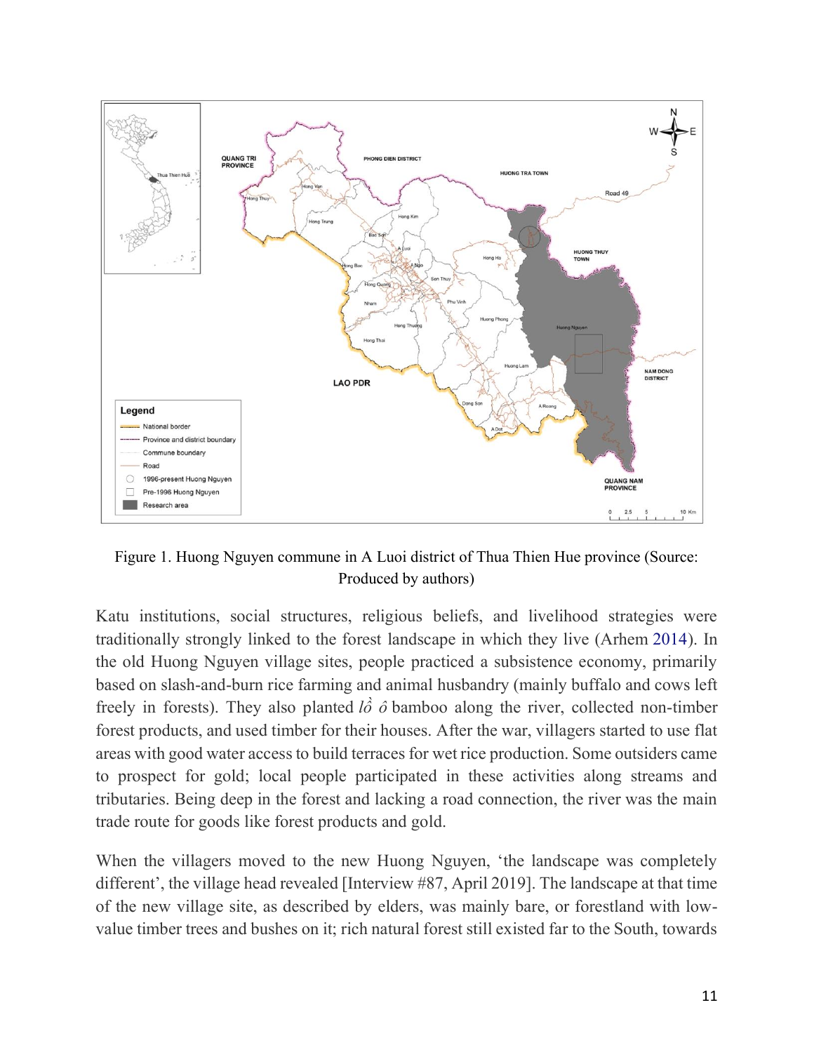Figure 1. Huong Nguyen commune in A Luoi district of Thua Thien Hue province (Source: Produced by authors)

Katu institutions, social structures, religious beliefs, and livelihood strategies were traditionally strongly linked to the forest landscape in which they live (Arhem 2014). In the old Huong Nguyen village sites, people practiced a subsistence economy, primarily based on slash-and-burn rice farming and animal husbandry (mainly buffalo and cows left freely in forests). They also planted *lồ ô* bamboo along the river, collected non-timber forest products, and used timber for their houses. After the war, villagers started to use flat areas with good water access to build terraces for wet rice production. Some outsiders came to prospect for gold; local people participated in these activities along streams and tributaries. Being deep in the forest and lacking a road connection, the river was the main trade route for goods like forest products and gold.

When the villagers moved to the new Huong Nguyen, 'the landscape was completely different', the village head revealed [Interview #87, April 2019]. The landscape at that time of the new village site, as described by elders, was mainly bare, or forestland with low-value timber trees and bushes on it; rich natural forest still existed far to the South, towards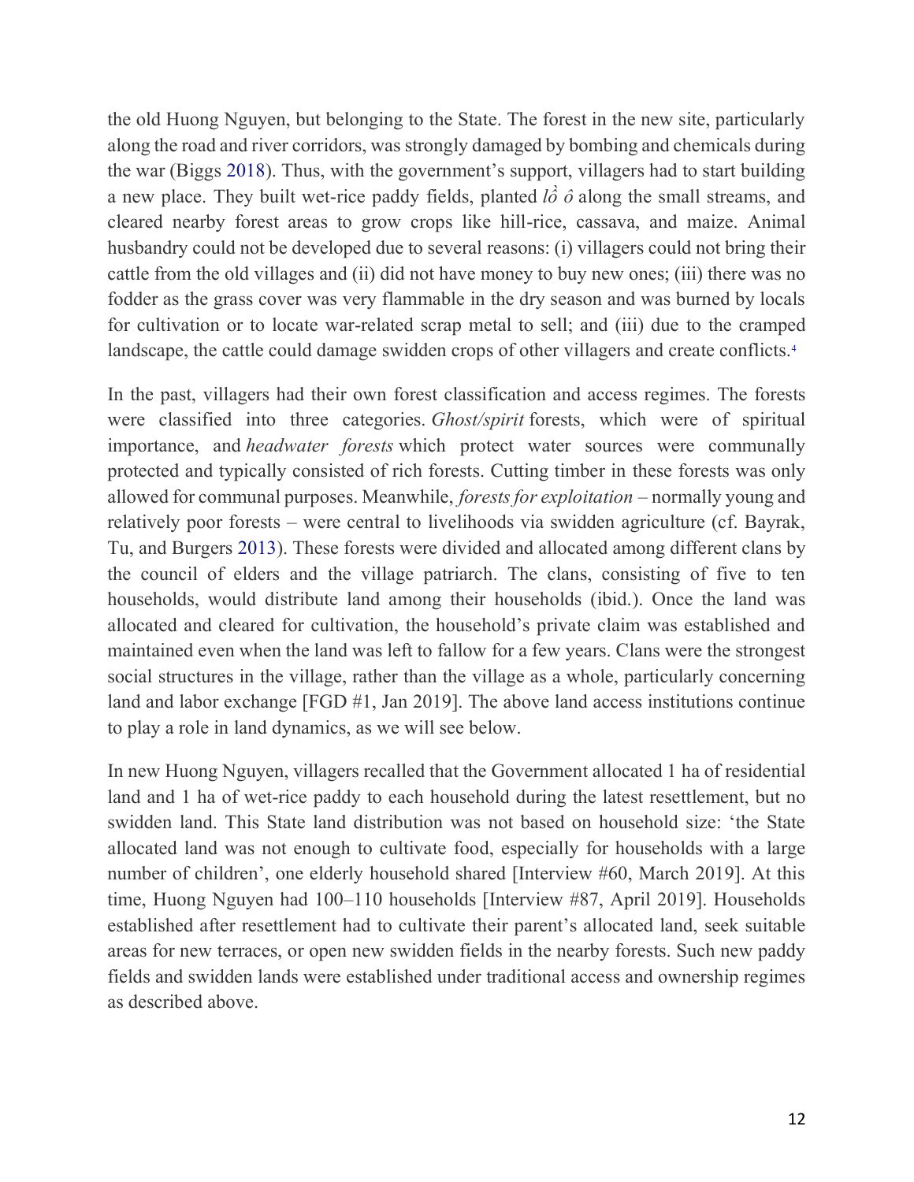the old Huong Nguyen, but belonging to the State. The forest in the new site, particularly along the road and river corridors, was strongly damaged by bombing and chemicals during the war (Biggs 2018). Thus, with the government's support, villagers had to start building a new place. They built wet-rice paddy fields, planted *lồ ô* along the small streams, and cleared nearby forest areas to grow crops like hill-rice, cassava, and maize. Animal husbandry could not be developed due to several reasons: (i) villagers could not bring their cattle from the old villages and (ii) did not have money to buy new ones; (iii) there was no fodder as the grass cover was very flammable in the dry season and was burned by locals for cultivation or to locate war-related scrap metal to sell; and (iii) due to the cramped landscape, the cattle could damage swidden crops of other villagers and create conflicts.[4]

In the past, villagers had their own forest classification and access regimes. The forests were classified into three categories. *Ghost/spirit* forests, which were of spiritual importance, and *headwater forests* which protect water sources were communally protected and typically consisted of rich forests. Cutting timber in these forests was only allowed for communal purposes. Meanwhile, *forests for exploitation* – normally young and relatively poor forests – were central to livelihoods via swidden agriculture (cf. Bayrak, Tu, and Burgers 2013). These forests were divided and allocated among different clans by the council of elders and the village patriarch. The clans, consisting of five to ten households, would distribute land among their households (ibid.). Once the land was allocated and cleared for cultivation, the household's private claim was established and maintained even when the land was left to fallow for a few years. Clans were the strongest social structures in the village, rather than the village as a whole, particularly concerning land and labor exchange [FGD #1, Jan 2019]. The above land access institutions continue to play a role in land dynamics, as we will see below.

In new Huong Nguyen, villagers recalled that the Government allocated 1 ha of residential land and 1 ha of wet-rice paddy to each household during the latest resettlement, but no swidden land. This State land distribution was not based on household size: 'the State allocated land was not enough to cultivate food, especially for households with a large number of children', one elderly household shared [Interview #60, March 2019]. At this time, Huong Nguyen had 100–110 households [Interview #87, April 2019]. Households established after resettlement had to cultivate their parent's allocated land, seek suitable areas for new terraces, or open new swidden fields in the nearby forests. Such new paddy fields and swidden lands were established under traditional access and ownership regimes as described above.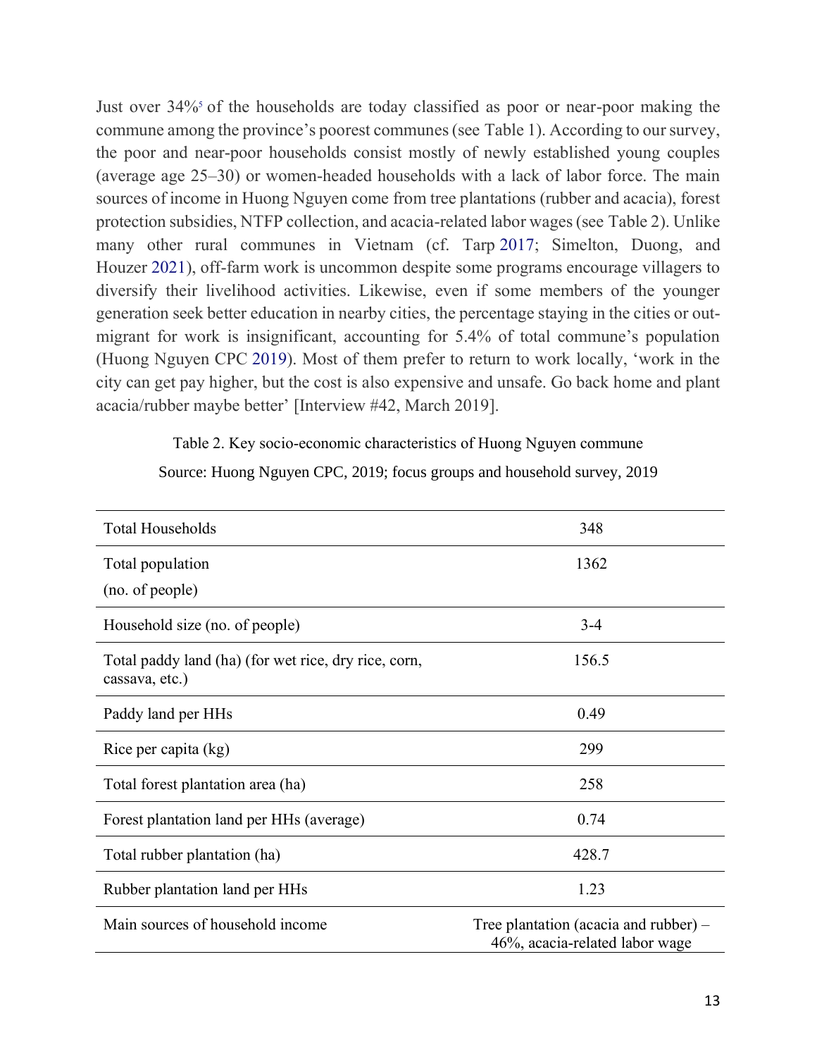Just over 34%[5] of the households are today classified as poor or near-poor making the commune among the province's poorest communes (see Table 1). According to our survey, the poor and near-poor households consist mostly of newly established young couples (average age 25–30) or women-headed households with a lack of labor force. The main sources of income in Huong Nguyen come from tree plantations (rubber and acacia), forest protection subsidies, NTFP collection, and acacia-related labor wages (see Table 2). Unlike many other rural communes in Vietnam (cf. Tarp 2017; Simelton, Duong, and Houzer 2021), off-farm work is uncommon despite some programs encourage villagers to diversify their livelihood activities. Likewise, even if some members of the younger generation seek better education in nearby cities, the percentage staying in the cities or out-migrant for work is insignificant, accounting for 5.4% of total commune's population (Huong Nguyen CPC 2019). Most of them prefer to return to work locally, 'work in the city can get pay higher, but the cost is also expensive and unsafe. Go back home and plant acacia/rubber maybe better' [Interview #42, March 2019].

Table 2. Key socio-economic characteristics of Huong Nguyen commune

Source: Huong Nguyen CPC, 2019; focus groups and household survey, 2019

| | |
|---|---|
| Total Households | 348 |
| Total population (no. of people) | 1362 |
| Household size (no. of people) | 3-4 |
| Total paddy land (ha) (for wet rice, dry rice, corn, cassava, etc.) | 156.5 |
| Paddy land per HHs | 0.49 |
| Rice per capita (kg) | 299 |
| Total forest plantation area (ha) | 258 |
| Forest plantation land per HHs (average) | 0.74 |
| Total rubber plantation (ha) | 428.7 |
| Rubber plantation land per HHs | 1.23 |
| Main sources of household income | Tree plantation (acacia and rubber) – 46%, acacia-related labor wage |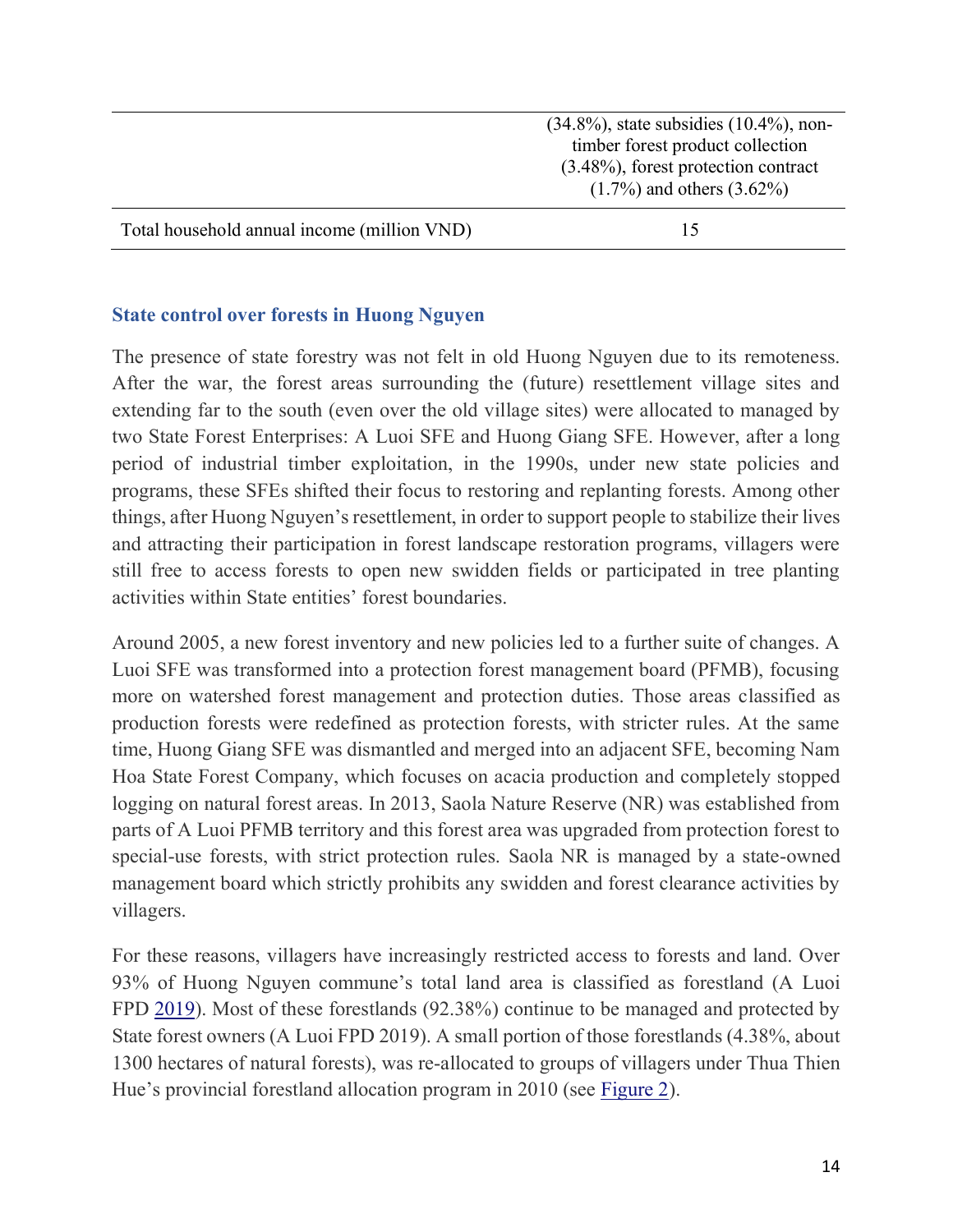| | |
|---|---|
| | (34.8%), state subsidies (10.4%), non-timber forest product collection (3.48%), forest protection contract (1.7%) and others (3.62%) |
| Total household annual income (million VND) | 15 |

### State control over forests in Huong Nguyen

The presence of state forestry was not felt in old Huong Nguyen due to its remoteness. After the war, the forest areas surrounding the (future) resettlement village sites and extending far to the south (even over the old village sites) were allocated to managed by two State Forest Enterprises: A Luoi SFE and Huong Giang SFE. However, after a long period of industrial timber exploitation, in the 1990s, under new state policies and programs, these SFEs shifted their focus to restoring and replanting forests. Among other things, after Huong Nguyen's resettlement, in order to support people to stabilize their lives and attracting their participation in forest landscape restoration programs, villagers were still free to access forests to open new swidden fields or participated in tree planting activities within State entities' forest boundaries.

Around 2005, a new forest inventory and new policies led to a further suite of changes. A Luoi SFE was transformed into a protection forest management board (PFMB), focusing more on watershed forest management and protection duties. Those areas classified as production forests were redefined as protection forests, with stricter rules. At the same time, Huong Giang SFE was dismantled and merged into an adjacent SFE, becoming Nam Hoa State Forest Company, which focuses on acacia production and completely stopped logging on natural forest areas. In 2013, Saola Nature Reserve (NR) was established from parts of A Luoi PFMB territory and this forest area was upgraded from protection forest to special-use forests, with strict protection rules. Saola NR is managed by a state-owned management board which strictly prohibits any swidden and forest clearance activities by villagers.

For these reasons, villagers have increasingly restricted access to forests and land. Over 93% of Huong Nguyen commune's total land area is classified as forestland (A Luoi FPD 2019). Most of these forestlands (92.38%) continue to be managed and protected by State forest owners (A Luoi FPD 2019). A small portion of those forestlands (4.38%, about 1300 hectares of natural forests), was re-allocated to groups of villagers under Thua Thien Hue's provincial forestland allocation program in 2010 (see Figure 2).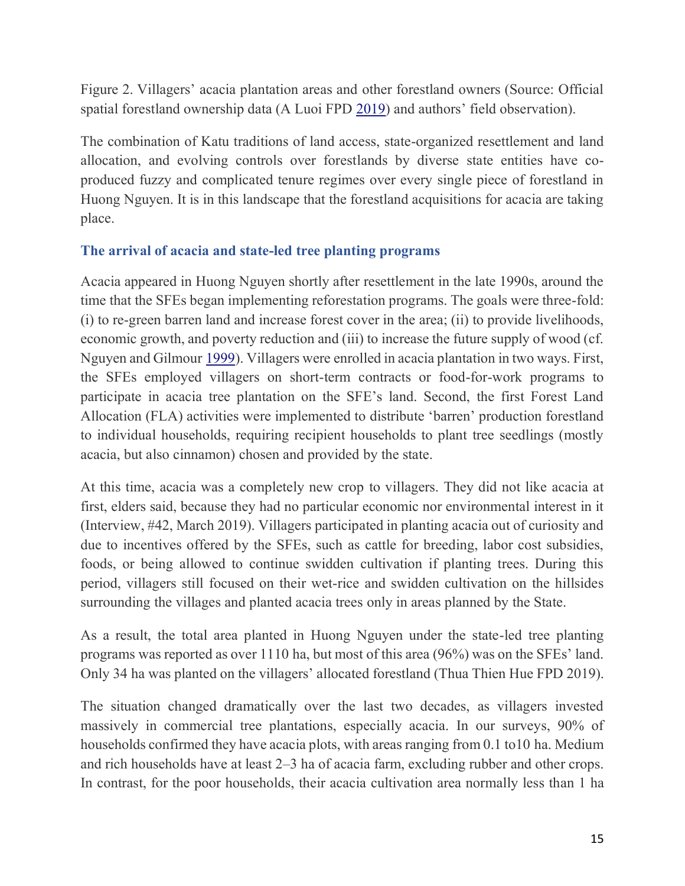Figure 2. Villagers' acacia plantation areas and other forestland owners (Source: Official spatial forestland ownership data (A Luoi FPD 2019) and authors' field observation).

The combination of Katu traditions of land access, state-organized resettlement and land allocation, and evolving controls over forestlands by diverse state entities have co-produced fuzzy and complicated tenure regimes over every single piece of forestland in Huong Nguyen. It is in this landscape that the forestland acquisitions for acacia are taking place.

### The arrival of acacia and state-led tree planting programs

Acacia appeared in Huong Nguyen shortly after resettlement in the late 1990s, around the time that the SFEs began implementing reforestation programs. The goals were three-fold: (i) to re-green barren land and increase forest cover in the area; (ii) to provide livelihoods, economic growth, and poverty reduction and (iii) to increase the future supply of wood (cf. Nguyen and Gilmour 1999). Villagers were enrolled in acacia plantation in two ways. First, the SFEs employed villagers on short-term contracts or food-for-work programs to participate in acacia tree plantation on the SFE's land. Second, the first Forest Land Allocation (FLA) activities were implemented to distribute 'barren' production forestland to individual households, requiring recipient households to plant tree seedlings (mostly acacia, but also cinnamon) chosen and provided by the state.

At this time, acacia was a completely new crop to villagers. They did not like acacia at first, elders said, because they had no particular economic nor environmental interest in it (Interview, #42, March 2019). Villagers participated in planting acacia out of curiosity and due to incentives offered by the SFEs, such as cattle for breeding, labor cost subsidies, foods, or being allowed to continue swidden cultivation if planting trees. During this period, villagers still focused on their wet-rice and swidden cultivation on the hillsides surrounding the villages and planted acacia trees only in areas planned by the State.

As a result, the total area planted in Huong Nguyen under the state-led tree planting programs was reported as over 1110 ha, but most of this area (96%) was on the SFEs' land. Only 34 ha was planted on the villagers' allocated forestland (Thua Thien Hue FPD 2019).

The situation changed dramatically over the last two decades, as villagers invested massively in commercial tree plantations, especially acacia. In our surveys, 90% of households confirmed they have acacia plots, with areas ranging from 0.1 to10 ha. Medium and rich households have at least 2–3 ha of acacia farm, excluding rubber and other crops. In contrast, for the poor households, their acacia cultivation area normally less than 1 ha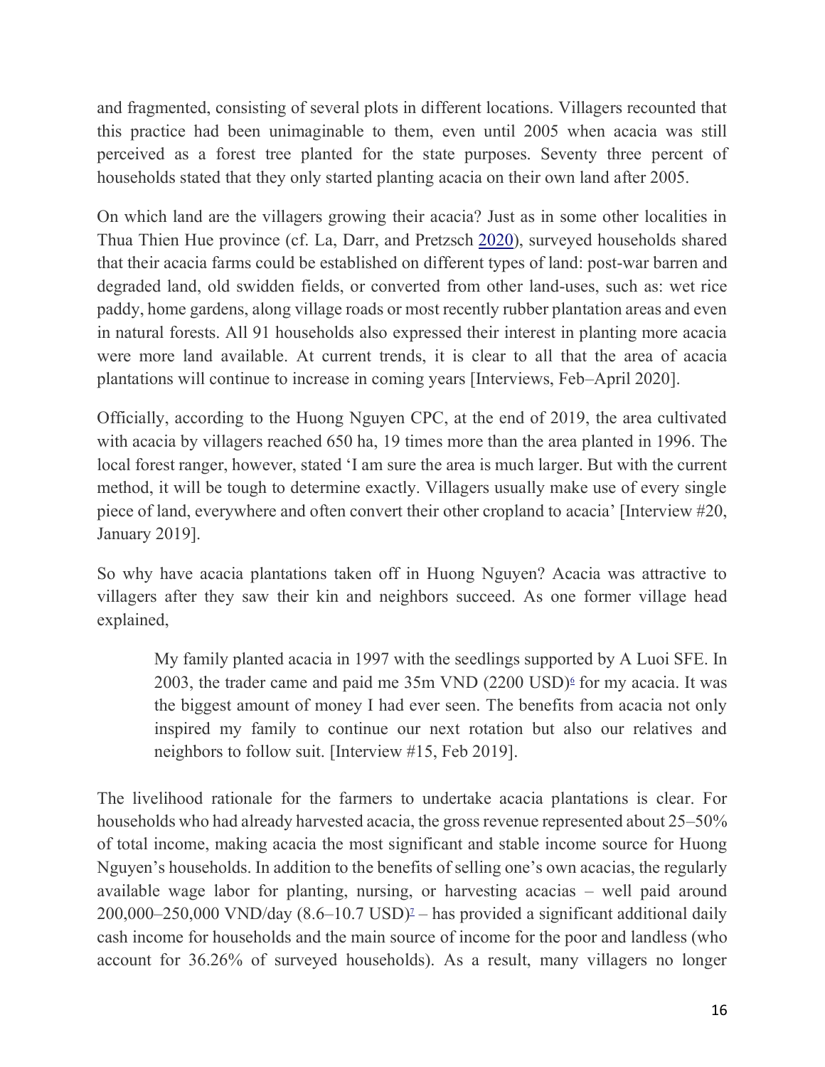and fragmented, consisting of several plots in different locations. Villagers recounted that this practice had been unimaginable to them, even until 2005 when acacia was still perceived as a forest tree planted for the state purposes. Seventy three percent of households stated that they only started planting acacia on their own land after 2005.

On which land are the villagers growing their acacia? Just as in some other localities in Thua Thien Hue province (cf. La, Darr, and Pretzsch 2020), surveyed households shared that their acacia farms could be established on different types of land: post-war barren and degraded land, old swidden fields, or converted from other land-uses, such as: wet rice paddy, home gardens, along village roads or most recently rubber plantation areas and even in natural forests. All 91 households also expressed their interest in planting more acacia were more land available. At current trends, it is clear to all that the area of acacia plantations will continue to increase in coming years [Interviews, Feb–April 2020].

Officially, according to the Huong Nguyen CPC, at the end of 2019, the area cultivated with acacia by villagers reached 650 ha, 19 times more than the area planted in 1996. The local forest ranger, however, stated 'I am sure the area is much larger. But with the current method, it will be tough to determine exactly. Villagers usually make use of every single piece of land, everywhere and often convert their other cropland to acacia' [Interview #20, January 2019].

So why have acacia plantations taken off in Huong Nguyen? Acacia was attractive to villagers after they saw their kin and neighbors succeed. As one former village head explained,

> My family planted acacia in 1997 with the seedlings supported by A Luoi SFE. In 2003, the trader came and paid me 35m VND (2200 USD)[6] for my acacia. It was the biggest amount of money I had ever seen. The benefits from acacia not only inspired my family to continue our next rotation but also our relatives and neighbors to follow suit. [Interview #15, Feb 2019].

The livelihood rationale for the farmers to undertake acacia plantations is clear. For households who had already harvested acacia, the gross revenue represented about 25–50% of total income, making acacia the most significant and stable income source for Huong Nguyen's households. In addition to the benefits of selling one's own acacias, the regularly available wage labor for planting, nursing, or harvesting acacias – well paid around 200,000–250,000 VND/day (8.6–10.7 USD)[7] – has provided a significant additional daily cash income for households and the main source of income for the poor and landless (who account for 36.26% of surveyed households). As a result, many villagers no longer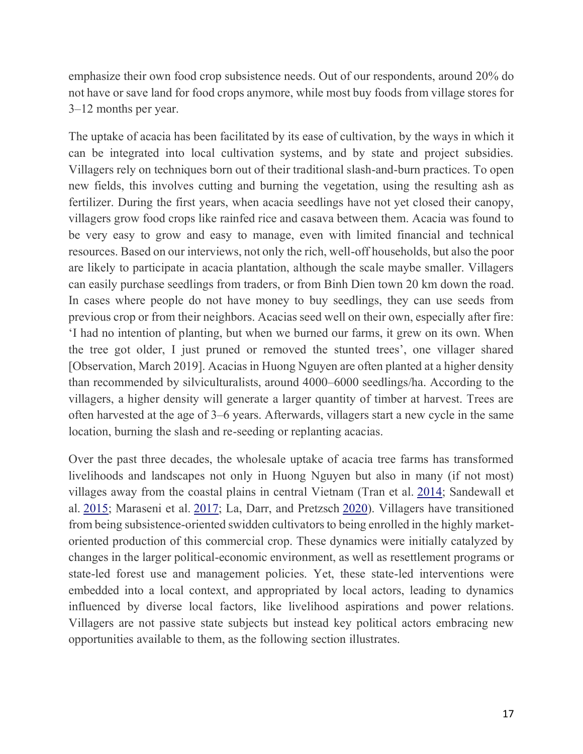emphasize their own food crop subsistence needs. Out of our respondents, around 20% do not have or save land for food crops anymore, while most buy foods from village stores for 3–12 months per year.

The uptake of acacia has been facilitated by its ease of cultivation, by the ways in which it can be integrated into local cultivation systems, and by state and project subsidies. Villagers rely on techniques born out of their traditional slash-and-burn practices. To open new fields, this involves cutting and burning the vegetation, using the resulting ash as fertilizer. During the first years, when acacia seedlings have not yet closed their canopy, villagers grow food crops like rainfed rice and casava between them. Acacia was found to be very easy to grow and easy to manage, even with limited financial and technical resources. Based on our interviews, not only the rich, well-off households, but also the poor are likely to participate in acacia plantation, although the scale maybe smaller. Villagers can easily purchase seedlings from traders, or from Binh Dien town 20 km down the road. In cases where people do not have money to buy seedlings, they can use seeds from previous crop or from their neighbors. Acacias seed well on their own, especially after fire: 'I had no intention of planting, but when we burned our farms, it grew on its own. When the tree got older, I just pruned or removed the stunted trees', one villager shared [Observation, March 2019]. Acacias in Huong Nguyen are often planted at a higher density than recommended by silviculturalists, around 4000–6000 seedlings/ha. According to the villagers, a higher density will generate a larger quantity of timber at harvest. Trees are often harvested at the age of 3–6 years. Afterwards, villagers start a new cycle in the same location, burning the slash and re-seeding or replanting acacias.

Over the past three decades, the wholesale uptake of acacia tree farms has transformed livelihoods and landscapes not only in Huong Nguyen but also in many (if not most) villages away from the coastal plains in central Vietnam (Tran et al. 2014; Sandewall et al. 2015; Maraseni et al. 2017; La, Darr, and Pretzsch 2020). Villagers have transitioned from being subsistence-oriented swidden cultivators to being enrolled in the highly market-oriented production of this commercial crop. These dynamics were initially catalyzed by changes in the larger political-economic environment, as well as resettlement programs or state-led forest use and management policies. Yet, these state-led interventions were embedded into a local context, and appropriated by local actors, leading to dynamics influenced by diverse local factors, like livelihood aspirations and power relations. Villagers are not passive state subjects but instead key political actors embracing new opportunities available to them, as the following section illustrates.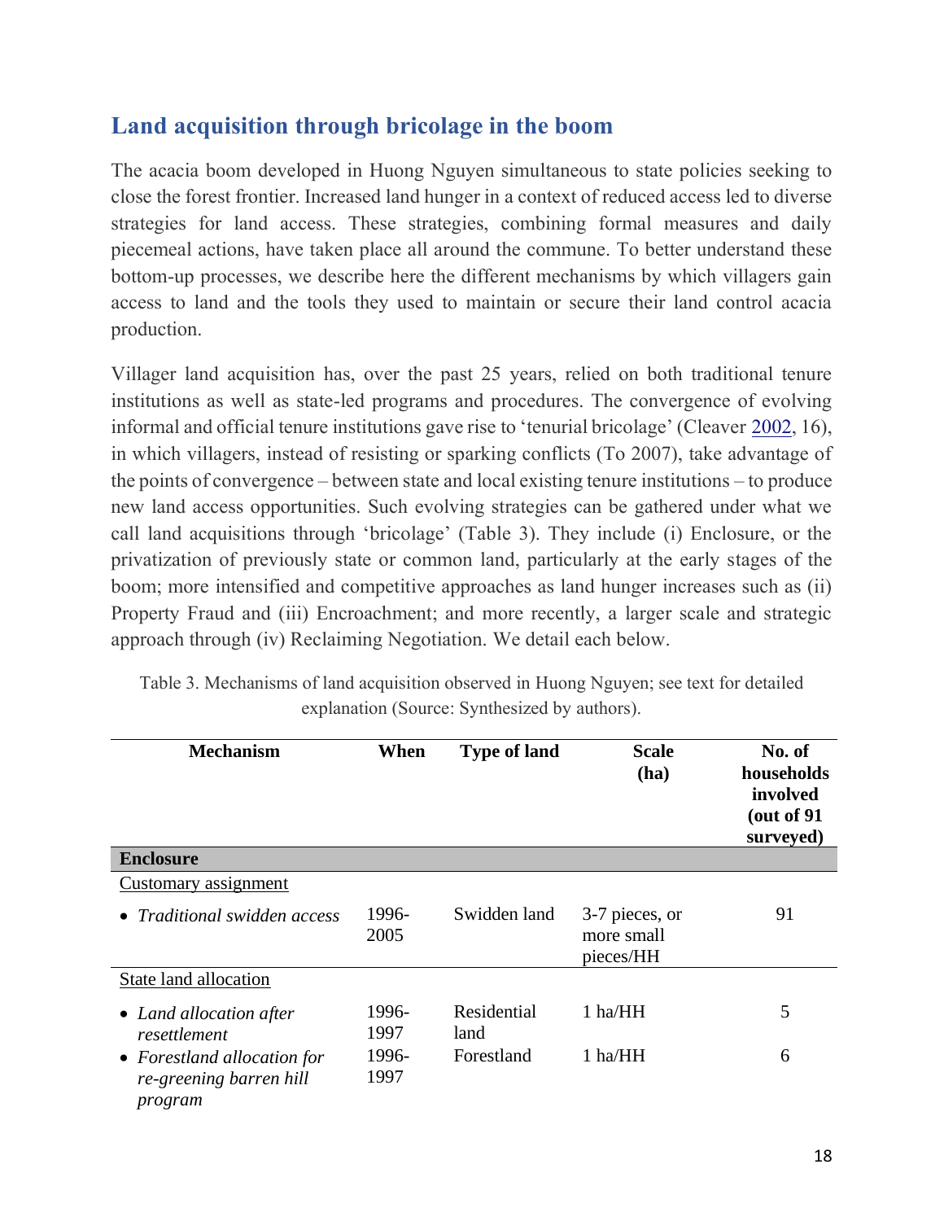## Land acquisition through bricolage in the boom

The acacia boom developed in Huong Nguyen simultaneous to state policies seeking to close the forest frontier. Increased land hunger in a context of reduced access led to diverse strategies for land access. These strategies, combining formal measures and daily piecemeal actions, have taken place all around the commune. To better understand these bottom-up processes, we describe here the different mechanisms by which villagers gain access to land and the tools they used to maintain or secure their land control acacia production.

Villager land acquisition has, over the past 25 years, relied on both traditional tenure institutions as well as state-led programs and procedures. The convergence of evolving informal and official tenure institutions gave rise to 'tenurial bricolage' (Cleaver 2002, 16), in which villagers, instead of resisting or sparking conflicts (To 2007), take advantage of the points of convergence – between state and local existing tenure institutions – to produce new land access opportunities. Such evolving strategies can be gathered under what we call land acquisitions through 'bricolage' (Table 3). They include (i) Enclosure, or the privatization of previously state or common land, particularly at the early stages of the boom; more intensified and competitive approaches as land hunger increases such as (ii) Property Fraud and (iii) Encroachment; and more recently, a larger scale and strategic approach through (iv) Reclaiming Negotiation. We detail each below.

Table 3. Mechanisms of land acquisition observed in Huong Nguyen; see text for detailed explanation (Source: Synthesized by authors).

| Mechanism | When | Type of land | Scale (ha) | No. of households involved (out of 91 surveyed) |
|---|---|---|---|---|
| **Enclosure** | | | | |
| Customary assignment | | | | |
| • *Traditional swidden access* | 1996-2005 | Swidden land | 3-7 pieces, or more small pieces/HH | 91 |
| State land allocation | | | | |
| • *Land allocation after resettlement* | 1996-1997 | Residential land | 1 ha/HH | 5 |
| • *Forestland allocation for re-greening barren hill program* | 1996-1997 | Forestland | 1 ha/HH | 6 |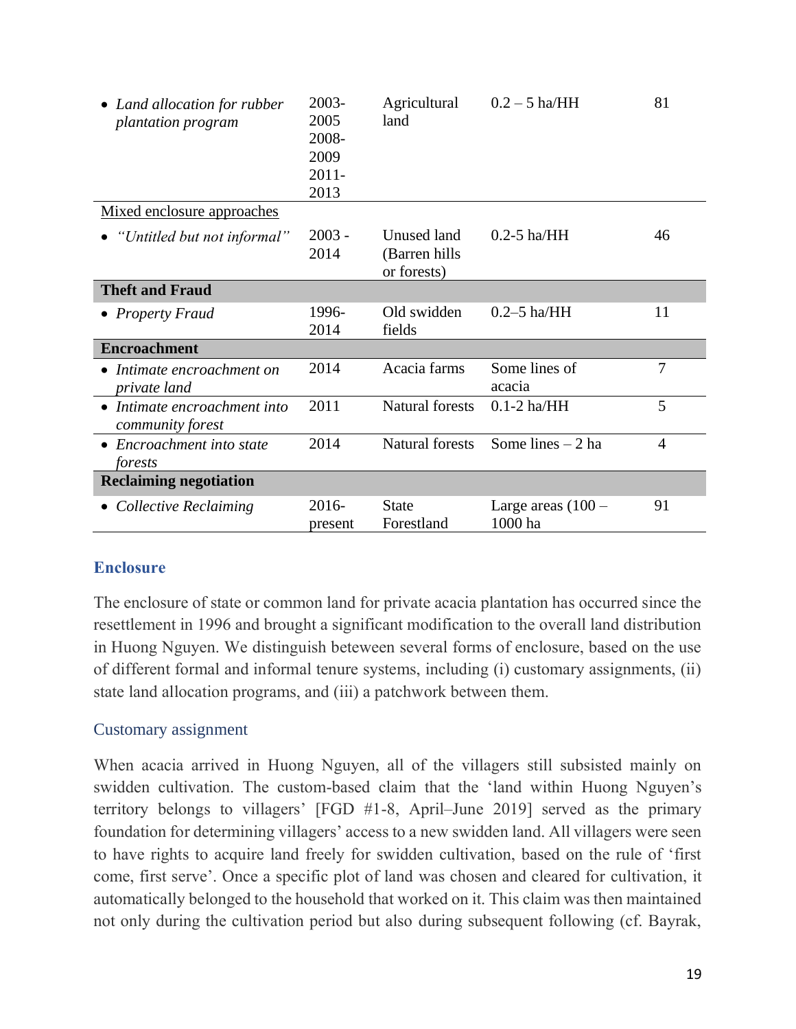| | | | | |
|---|---|---|---|---|
| • *Land allocation for rubber plantation program* | 2003-2005 2008-2009 2011-2013 | Agricultural land | 0.2 – 5 ha/HH | 81 |
| Mixed enclosure approaches | | | | |
| • *"Untitled but not informal"* | 2003 - 2014 | Unused land (Barren hills or forests) | 0.2-5 ha/HH | 46 |
| **Theft and Fraud** | | | | |
| • *Property Fraud* | 1996-2014 | Old swidden fields | 0.2–5 ha/HH | 11 |
| **Encroachment** | | | | |
| • *Intimate encroachment on private land* | 2014 | Acacia farms | Some lines of acacia | 7 |
| • *Intimate encroachment into community forest* | 2011 | Natural forests | 0.1-2 ha/HH | 5 |
| • *Encroachment into state forests* | 2014 | Natural forests | Some lines – 2 ha | 4 |
| **Reclaiming negotiation** | | | | |
| • *Collective Reclaiming* | 2016-present | State Forestland | Large areas (100 – 1000 ha | 91 |

## Enclosure

The enclosure of state or common land for private acacia plantation has occurred since the resettlement in 1996 and brought a significant modification to the overall land distribution in Huong Nguyen. We distinguish beteween several forms of enclosure, based on the use of different formal and informal tenure systems, including (i) customary assignments, (ii) state land allocation programs, and (iii) a patchwork between them.

### Customary assignment

When acacia arrived in Huong Nguyen, all of the villagers still subsisted mainly on swidden cultivation. The custom-based claim that the 'land within Huong Nguyen's territory belongs to villagers' [FGD #1-8, April–June 2019] served as the primary foundation for determining villagers' access to a new swidden land. All villagers were seen to have rights to acquire land freely for swidden cultivation, based on the rule of 'first come, first serve'. Once a specific plot of land was chosen and cleared for cultivation, it automatically belonged to the household that worked on it. This claim was then maintained not only during the cultivation period but also during subsequent following (cf. Bayrak,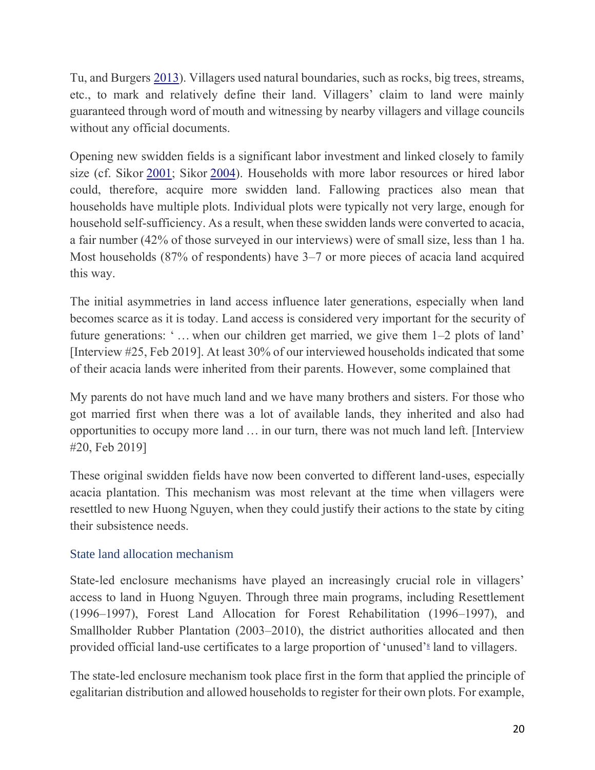Tu, and Burgers 2013). Villagers used natural boundaries, such as rocks, big trees, streams, etc., to mark and relatively define their land. Villagers' claim to land were mainly guaranteed through word of mouth and witnessing by nearby villagers and village councils without any official documents.

Opening new swidden fields is a significant labor investment and linked closely to family size (cf. Sikor 2001; Sikor 2004). Households with more labor resources or hired labor could, therefore, acquire more swidden land. Fallowing practices also mean that households have multiple plots. Individual plots were typically not very large, enough for household self-sufficiency. As a result, when these swidden lands were converted to acacia, a fair number (42% of those surveyed in our interviews) were of small size, less than 1 ha. Most households (87% of respondents) have 3–7 or more pieces of acacia land acquired this way.

The initial asymmetries in land access influence later generations, especially when land becomes scarce as it is today. Land access is considered very important for the security of future generations: ' … when our children get married, we give them 1–2 plots of land' [Interview #25, Feb 2019]. At least 30% of our interviewed households indicated that some of their acacia lands were inherited from their parents. However, some complained that

> My parents do not have much land and we have many brothers and sisters. For those who got married first when there was a lot of available lands, they inherited and also had opportunities to occupy more land … in our turn, there was not much land left. [Interview #20, Feb 2019]

These original swidden fields have now been converted to different land-uses, especially acacia plantation. This mechanism was most relevant at the time when villagers were resettled to new Huong Nguyen, when they could justify their actions to the state by citing their subsistence needs.

### State land allocation mechanism

State-led enclosure mechanisms have played an increasingly crucial role in villagers' access to land in Huong Nguyen. Through three main programs, including Resettlement (1996–1997), Forest Land Allocation for Forest Rehabilitation (1996–1997), and Smallholder Rubber Plantation (2003–2010), the district authorities allocated and then provided official land-use certificates to a large proportion of 'unused'[8] land to villagers.

The state-led enclosure mechanism took place first in the form that applied the principle of egalitarian distribution and allowed households to register for their own plots. For example,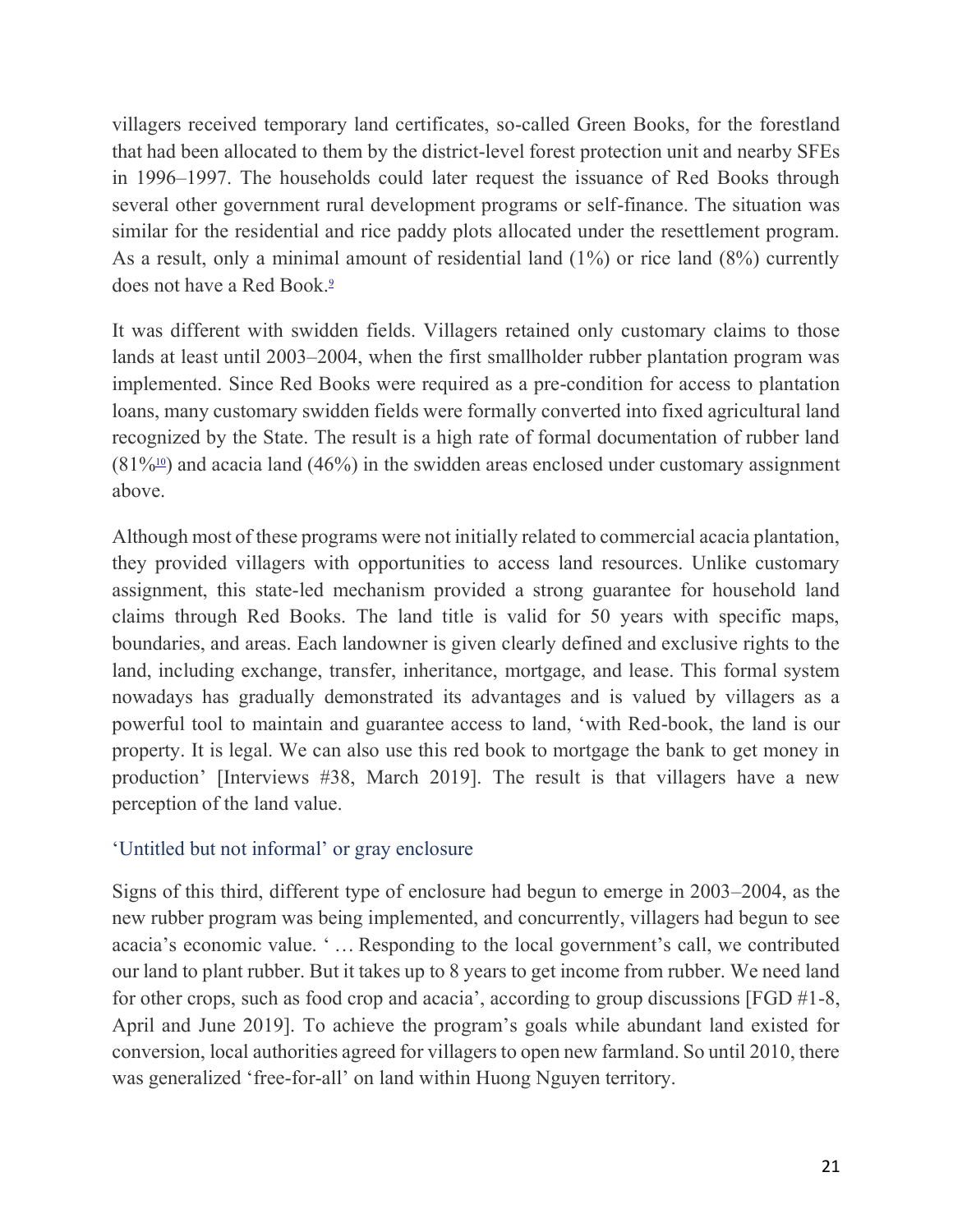villagers received temporary land certificates, so-called Green Books, for the forestland that had been allocated to them by the district-level forest protection unit and nearby SFEs in 1996–1997. The households could later request the issuance of Red Books through several other government rural development programs or self-finance. The situation was similar for the residential and rice paddy plots allocated under the resettlement program. As a result, only a minimal amount of residential land (1%) or rice land (8%) currently does not have a Red Book.[9]

It was different with swidden fields. Villagers retained only customary claims to those lands at least until 2003–2004, when the first smallholder rubber plantation program was implemented. Since Red Books were required as a pre-condition for access to plantation loans, many customary swidden fields were formally converted into fixed agricultural land recognized by the State. The result is a high rate of formal documentation of rubber land (81%[10]) and acacia land (46%) in the swidden areas enclosed under customary assignment above.

Although most of these programs were not initially related to commercial acacia plantation, they provided villagers with opportunities to access land resources. Unlike customary assignment, this state-led mechanism provided a strong guarantee for household land claims through Red Books. The land title is valid for 50 years with specific maps, boundaries, and areas. Each landowner is given clearly defined and exclusive rights to the land, including exchange, transfer, inheritance, mortgage, and lease. This formal system nowadays has gradually demonstrated its advantages and is valued by villagers as a powerful tool to maintain and guarantee access to land, 'with Red-book, the land is our property. It is legal. We can also use this red book to mortgage the bank to get money in production' [Interviews #38, March 2019]. The result is that villagers have a new perception of the land value.

### 'Untitled but not informal' or gray enclosure

Signs of this third, different type of enclosure had begun to emerge in 2003–2004, as the new rubber program was being implemented, and concurrently, villagers had begun to see acacia's economic value. ' … Responding to the local government's call, we contributed our land to plant rubber. But it takes up to 8 years to get income from rubber. We need land for other crops, such as food crop and acacia', according to group discussions [FGD #1-8, April and June 2019]. To achieve the program's goals while abundant land existed for conversion, local authorities agreed for villagers to open new farmland. So until 2010, there was generalized 'free-for-all' on land within Huong Nguyen territory.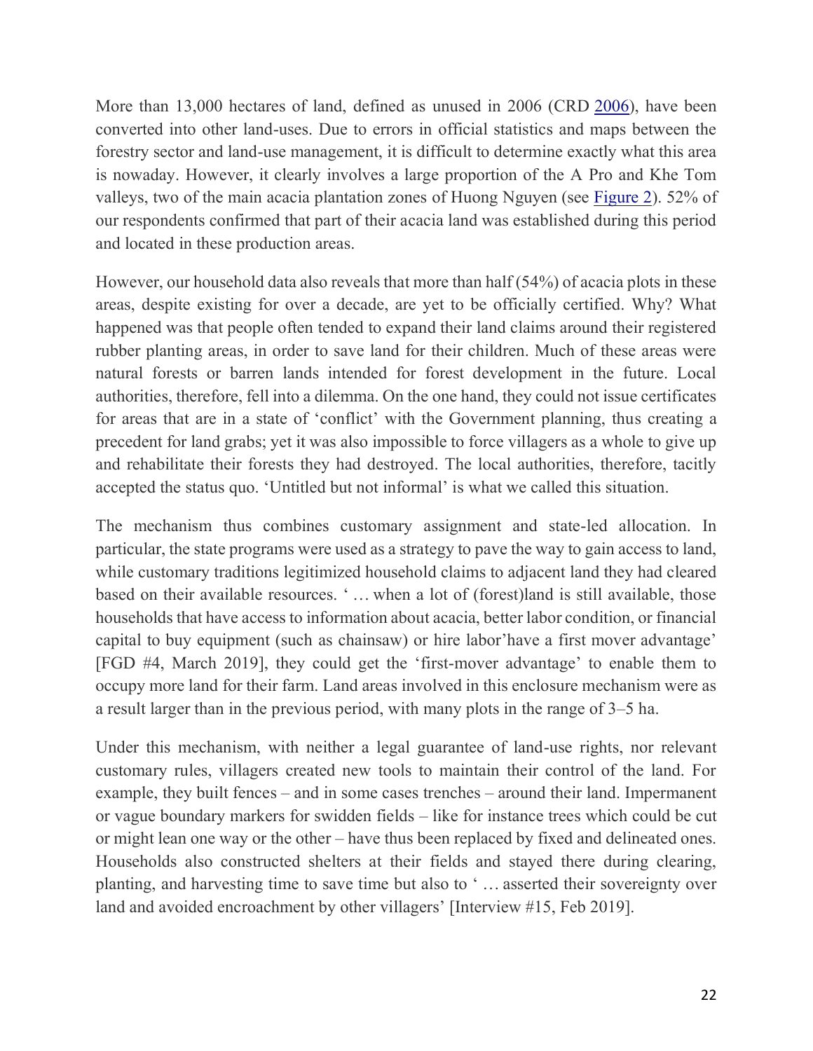More than 13,000 hectares of land, defined as unused in 2006 (CRD 2006), have been converted into other land-uses. Due to errors in official statistics and maps between the forestry sector and land-use management, it is difficult to determine exactly what this area is nowaday. However, it clearly involves a large proportion of the A Pro and Khe Tom valleys, two of the main acacia plantation zones of Huong Nguyen (see Figure 2). 52% of our respondents confirmed that part of their acacia land was established during this period and located in these production areas.

However, our household data also reveals that more than half (54%) of acacia plots in these areas, despite existing for over a decade, are yet to be officially certified. Why? What happened was that people often tended to expand their land claims around their registered rubber planting areas, in order to save land for their children. Much of these areas were natural forests or barren lands intended for forest development in the future. Local authorities, therefore, fell into a dilemma. On the one hand, they could not issue certificates for areas that are in a state of 'conflict' with the Government planning, thus creating a precedent for land grabs; yet it was also impossible to force villagers as a whole to give up and rehabilitate their forests they had destroyed. The local authorities, therefore, tacitly accepted the status quo. 'Untitled but not informal' is what we called this situation.

The mechanism thus combines customary assignment and state-led allocation. In particular, the state programs were used as a strategy to pave the way to gain access to land, while customary traditions legitimized household claims to adjacent land they had cleared based on their available resources. ' … when a lot of (forest)land is still available, those households that have access to information about acacia, better labor condition, or financial capital to buy equipment (such as chainsaw) or hire labor'have a first mover advantage' [FGD #4, March 2019], they could get the 'first-mover advantage' to enable them to occupy more land for their farm. Land areas involved in this enclosure mechanism were as a result larger than in the previous period, with many plots in the range of 3–5 ha.

Under this mechanism, with neither a legal guarantee of land-use rights, nor relevant customary rules, villagers created new tools to maintain their control of the land. For example, they built fences – and in some cases trenches – around their land. Impermanent or vague boundary markers for swidden fields – like for instance trees which could be cut or might lean one way or the other – have thus been replaced by fixed and delineated ones. Households also constructed shelters at their fields and stayed there during clearing, planting, and harvesting time to save time but also to ' … asserted their sovereignty over land and avoided encroachment by other villagers' [Interview #15, Feb 2019].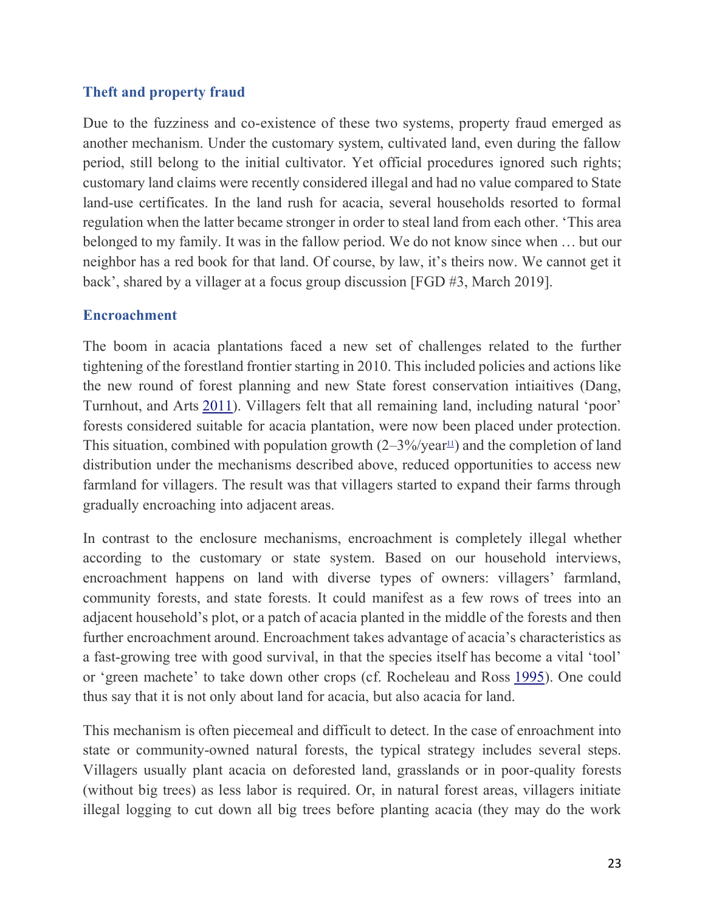### Theft and property fraud

Due to the fuzziness and co-existence of these two systems, property fraud emerged as another mechanism. Under the customary system, cultivated land, even during the fallow period, still belong to the initial cultivator. Yet official procedures ignored such rights; customary land claims were recently considered illegal and had no value compared to State land-use certificates. In the land rush for acacia, several households resorted to formal regulation when the latter became stronger in order to steal land from each other. 'This area belonged to my family. It was in the fallow period. We do not know since when … but our neighbor has a red book for that land. Of course, by law, it's theirs now. We cannot get it back', shared by a villager at a focus group discussion [FGD #3, March 2019].

### Encroachment

The boom in acacia plantations faced a new set of challenges related to the further tightening of the forestland frontier starting in 2010. This included policies and actions like the new round of forest planning and new State forest conservation intiaitives (Dang, Turnhout, and Arts 2011). Villagers felt that all remaining land, including natural 'poor' forests considered suitable for acacia plantation, were now been placed under protection. This situation, combined with population growth (2–3%/year[11]) and the completion of land distribution under the mechanisms described above, reduced opportunities to access new farmland for villagers. The result was that villagers started to expand their farms through gradually encroaching into adjacent areas.

In contrast to the enclosure mechanisms, encroachment is completely illegal whether according to the customary or state system. Based on our household interviews, encroachment happens on land with diverse types of owners: villagers' farmland, community forests, and state forests. It could manifest as a few rows of trees into an adjacent household's plot, or a patch of acacia planted in the middle of the forests and then further encroachment around. Encroachment takes advantage of acacia's characteristics as a fast-growing tree with good survival, in that the species itself has become a vital 'tool' or 'green machete' to take down other crops (cf. Rocheleau and Ross 1995). One could thus say that it is not only about land for acacia, but also acacia for land.

This mechanism is often piecemeal and difficult to detect. In the case of enroachment into state or community-owned natural forests, the typical strategy includes several steps. Villagers usually plant acacia on deforested land, grasslands or in poor-quality forests (without big trees) as less labor is required. Or, in natural forest areas, villagers initiate illegal logging to cut down all big trees before planting acacia (they may do the work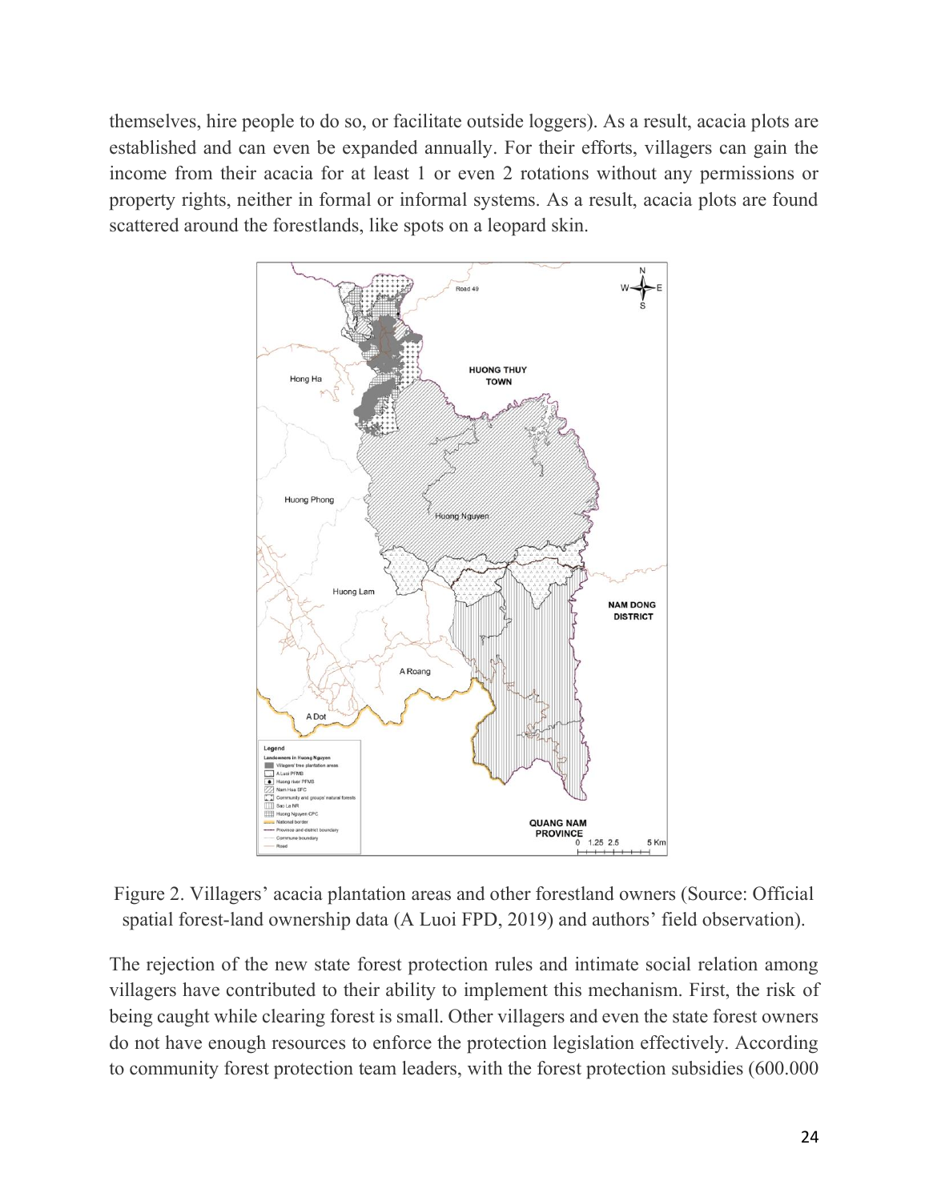themselves, hire people to do so, or facilitate outside loggers). As a result, acacia plots are established and can even be expanded annually. For their efforts, villagers can gain the income from their acacia for at least 1 or even 2 rotations without any permissions or property rights, neither in formal or informal systems. As a result, acacia plots are found scattered around the forestlands, like spots on a leopard skin.

Figure 2. Villagers' acacia plantation areas and other forestland owners (Source: Official spatial forest-land ownership data (A Luoi FPD, 2019) and authors' field observation).

The rejection of the new state forest protection rules and intimate social relation among villagers have contributed to their ability to implement this mechanism. First, the risk of being caught while clearing forest is small. Other villagers and even the state forest owners do not have enough resources to enforce the protection legislation effectively. According to community forest protection team leaders, with the forest protection subsidies (600.000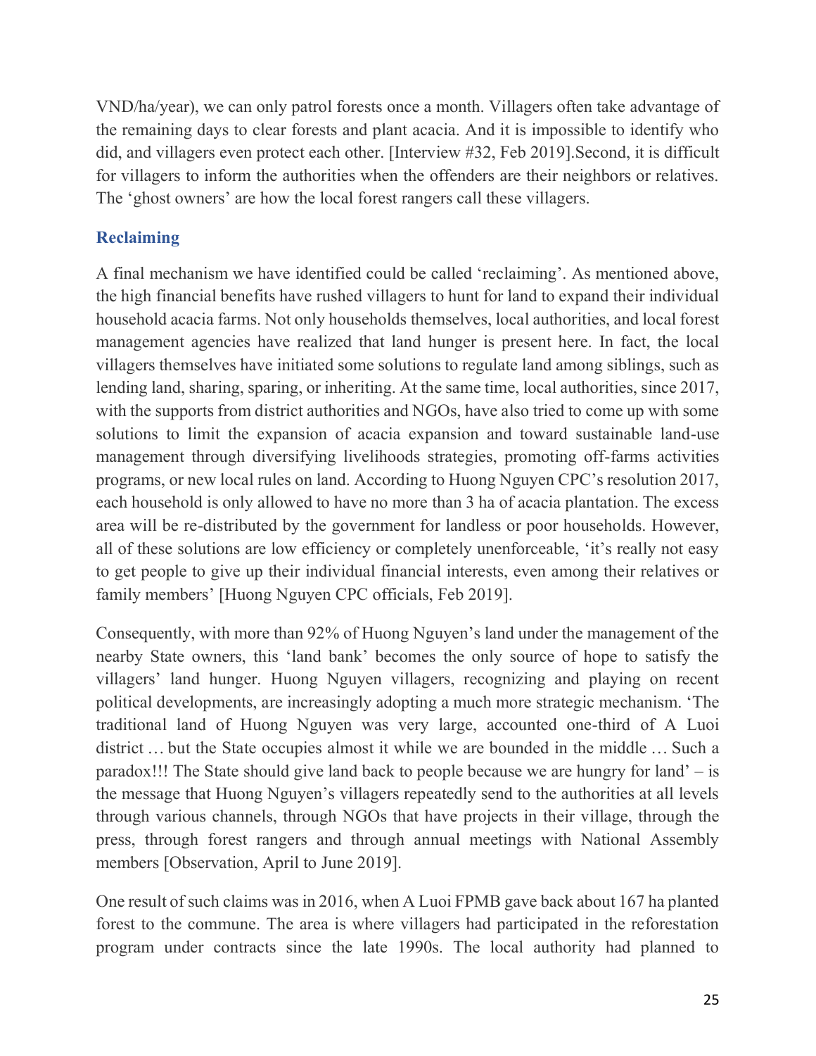VND/ha/year), we can only patrol forests once a month. Villagers often take advantage of the remaining days to clear forests and plant acacia. And it is impossible to identify who did, and villagers even protect each other. [Interview #32, Feb 2019].Second, it is difficult for villagers to inform the authorities when the offenders are their neighbors or relatives. The 'ghost owners' are how the local forest rangers call these villagers.

### Reclaiming

A final mechanism we have identified could be called 'reclaiming'. As mentioned above, the high financial benefits have rushed villagers to hunt for land to expand their individual household acacia farms. Not only households themselves, local authorities, and local forest management agencies have realized that land hunger is present here. In fact, the local villagers themselves have initiated some solutions to regulate land among siblings, such as lending land, sharing, sparing, or inheriting. At the same time, local authorities, since 2017, with the supports from district authorities and NGOs, have also tried to come up with some solutions to limit the expansion of acacia expansion and toward sustainable land-use management through diversifying livelihoods strategies, promoting off-farms activities programs, or new local rules on land. According to Huong Nguyen CPC's resolution 2017, each household is only allowed to have no more than 3 ha of acacia plantation. The excess area will be re-distributed by the government for landless or poor households. However, all of these solutions are low efficiency or completely unenforceable, 'it's really not easy to get people to give up their individual financial interests, even among their relatives or family members' [Huong Nguyen CPC officials, Feb 2019].

Consequently, with more than 92% of Huong Nguyen's land under the management of the nearby State owners, this 'land bank' becomes the only source of hope to satisfy the villagers' land hunger. Huong Nguyen villagers, recognizing and playing on recent political developments, are increasingly adopting a much more strategic mechanism. 'The traditional land of Huong Nguyen was very large, accounted one-third of A Luoi district … but the State occupies almost it while we are bounded in the middle … Such a paradox!!! The State should give land back to people because we are hungry for land' – is the message that Huong Nguyen's villagers repeatedly send to the authorities at all levels through various channels, through NGOs that have projects in their village, through the press, through forest rangers and through annual meetings with National Assembly members [Observation, April to June 2019].

One result of such claims was in 2016, when A Luoi FPMB gave back about 167 ha planted forest to the commune. The area is where villagers had participated in the reforestation program under contracts since the late 1990s. The local authority had planned to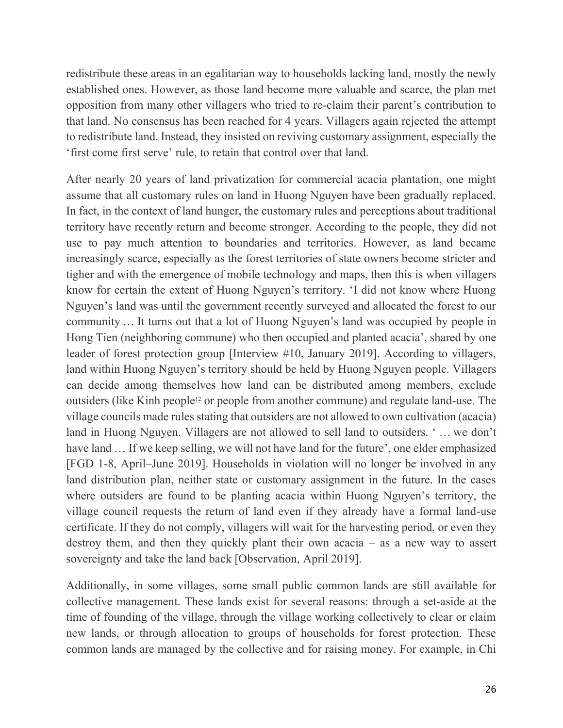redistribute these areas in an egalitarian way to households lacking land, mostly the newly established ones. However, as those land become more valuable and scarce, the plan met opposition from many other villagers who tried to re-claim their parent's contribution to that land. No consensus has been reached for 4 years. Villagers again rejected the attempt to redistribute land. Instead, they insisted on reviving customary assignment, especially the 'first come first serve' rule, to retain that control over that land.

After nearly 20 years of land privatization for commercial acacia plantation, one might assume that all customary rules on land in Huong Nguyen have been gradually replaced. In fact, in the context of land hunger, the customary rules and perceptions about traditional territory have recently return and become stronger. According to the people, they did not use to pay much attention to boundaries and territories. However, as land became increasingly scarce, especially as the forest territories of state owners become stricter and tigher and with the emergence of mobile technology and maps, then this is when villagers know for certain the extent of Huong Nguyen's territory. 'I did not know where Huong Nguyen's land was until the government recently surveyed and allocated the forest to our community … It turns out that a lot of Huong Nguyen's land was occupied by people in Hong Tien (neighboring commune) who then occupied and planted acacia', shared by one leader of forest protection group [Interview #10, January 2019]. According to villagers, land within Huong Nguyen's territory should be held by Huong Nguyen people. Villagers can decide among themselves how land can be distributed among members, exclude outsiders (like Kinh people[12] or people from another commune) and regulate land-use. The village councils made rules stating that outsiders are not allowed to own cultivation (acacia) land in Huong Nguyen. Villagers are not allowed to sell land to outsiders. ' … we don't have land … If we keep selling, we will not have land for the future', one elder emphasized [FGD 1-8, April–June 2019]. Households in violation will no longer be involved in any land distribution plan, neither state or customary assignment in the future. In the cases where outsiders are found to be planting acacia within Huong Nguyen's territory, the village council requests the return of land even if they already have a formal land-use certificate. If they do not comply, villagers will wait for the harvesting period, or even they destroy them, and then they quickly plant their own acacia – as a new way to assert sovereignty and take the land back [Observation, April 2019].

Additionally, in some villages, some small public common lands are still available for collective management. These lands exist for several reasons: through a set-aside at the time of founding of the village, through the village working collectively to clear or claim new lands, or through allocation to groups of households for forest protection. These common lands are managed by the collective and for raising money. For example, in Chi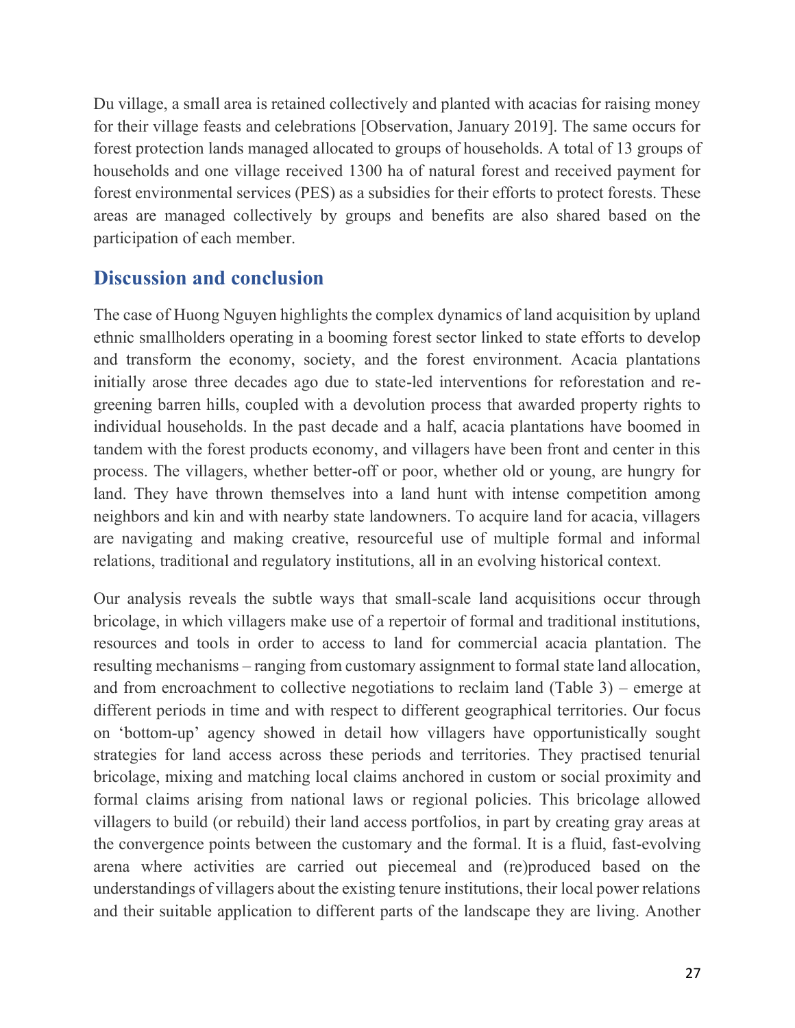Du village, a small area is retained collectively and planted with acacias for raising money for their village feasts and celebrations [Observation, January 2019]. The same occurs for forest protection lands managed allocated to groups of households. A total of 13 groups of households and one village received 1300 ha of natural forest and received payment for forest environmental services (PES) as a subsidies for their efforts to protect forests. These areas are managed collectively by groups and benefits are also shared based on the participation of each member.

## Discussion and conclusion

The case of Huong Nguyen highlights the complex dynamics of land acquisition by upland ethnic smallholders operating in a booming forest sector linked to state efforts to develop and transform the economy, society, and the forest environment. Acacia plantations initially arose three decades ago due to state-led interventions for reforestation and re-greening barren hills, coupled with a devolution process that awarded property rights to individual households. In the past decade and a half, acacia plantations have boomed in tandem with the forest products economy, and villagers have been front and center in this process. The villagers, whether better-off or poor, whether old or young, are hungry for land. They have thrown themselves into a land hunt with intense competition among neighbors and kin and with nearby state landowners. To acquire land for acacia, villagers are navigating and making creative, resourceful use of multiple formal and informal relations, traditional and regulatory institutions, all in an evolving historical context.

Our analysis reveals the subtle ways that small-scale land acquisitions occur through bricolage, in which villagers make use of a repertoir of formal and traditional institutions, resources and tools in order to access to land for commercial acacia plantation. The resulting mechanisms – ranging from customary assignment to formal state land allocation, and from encroachment to collective negotiations to reclaim land (Table 3) – emerge at different periods in time and with respect to different geographical territories. Our focus on 'bottom-up' agency showed in detail how villagers have opportunistically sought strategies for land access across these periods and territories. They practised tenurial bricolage, mixing and matching local claims anchored in custom or social proximity and formal claims arising from national laws or regional policies. This bricolage allowed villagers to build (or rebuild) their land access portfolios, in part by creating gray areas at the convergence points between the customary and the formal. It is a fluid, fast-evolving arena where activities are carried out piecemeal and (re)produced based on the understandings of villagers about the existing tenure institutions, their local power relations and their suitable application to different parts of the landscape they are living. Another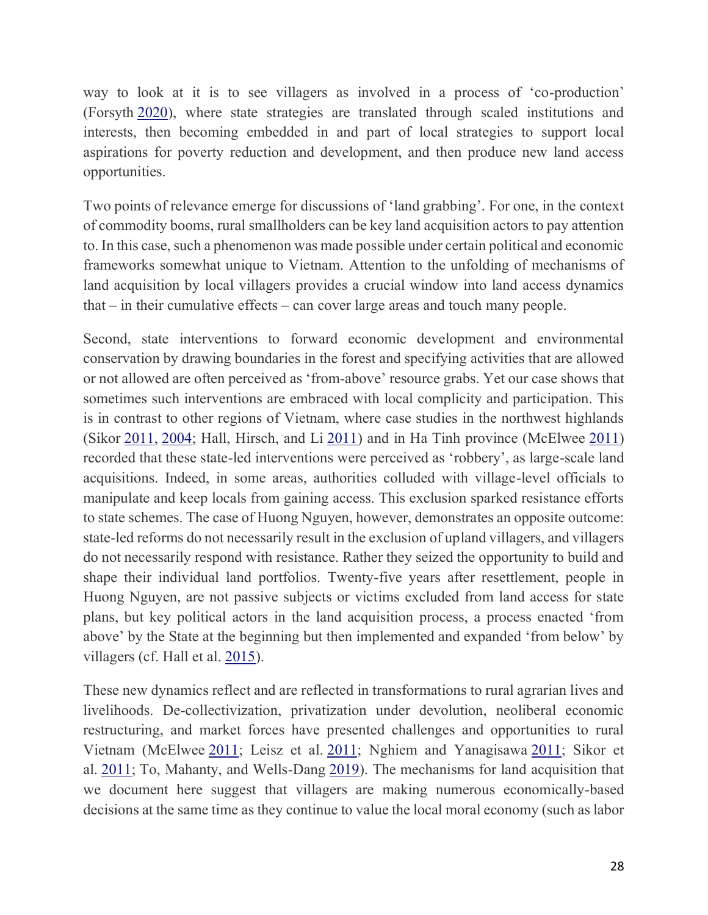way to look at it is to see villagers as involved in a process of 'co-production' (Forsyth 2020), where state strategies are translated through scaled institutions and interests, then becoming embedded in and part of local strategies to support local aspirations for poverty reduction and development, and then produce new land access opportunities.

Two points of relevance emerge for discussions of 'land grabbing'. For one, in the context of commodity booms, rural smallholders can be key land acquisition actors to pay attention to. In this case, such a phenomenon was made possible under certain political and economic frameworks somewhat unique to Vietnam. Attention to the unfolding of mechanisms of land acquisition by local villagers provides a crucial window into land access dynamics that – in their cumulative effects – can cover large areas and touch many people.

Second, state interventions to forward economic development and environmental conservation by drawing boundaries in the forest and specifying activities that are allowed or not allowed are often perceived as 'from-above' resource grabs. Yet our case shows that sometimes such interventions are embraced with local complicity and participation. This is in contrast to other regions of Vietnam, where case studies in the northwest highlands (Sikor 2011, 2004; Hall, Hirsch, and Li 2011) and in Ha Tinh province (McElwee 2011) recorded that these state-led interventions were perceived as 'robbery', as large-scale land acquisitions. Indeed, in some areas, authorities colluded with village-level officials to manipulate and keep locals from gaining access. This exclusion sparked resistance efforts to state schemes. The case of Huong Nguyen, however, demonstrates an opposite outcome: state-led reforms do not necessarily result in the exclusion of upland villagers, and villagers do not necessarily respond with resistance. Rather they seized the opportunity to build and shape their individual land portfolios. Twenty-five years after resettlement, people in Huong Nguyen, are not passive subjects or victims excluded from land access for state plans, but key political actors in the land acquisition process, a process enacted 'from above' by the State at the beginning but then implemented and expanded 'from below' by villagers (cf. Hall et al. 2015).

These new dynamics reflect and are reflected in transformations to rural agrarian lives and livelihoods. De-collectivization, privatization under devolution, neoliberal economic restructuring, and market forces have presented challenges and opportunities to rural Vietnam (McElwee 2011; Leisz et al. 2011; Nghiem and Yanagisawa 2011; Sikor et al. 2011; To, Mahanty, and Wells-Dang 2019). The mechanisms for land acquisition that we document here suggest that villagers are making numerous economically-based decisions at the same time as they continue to value the local moral economy (such as labor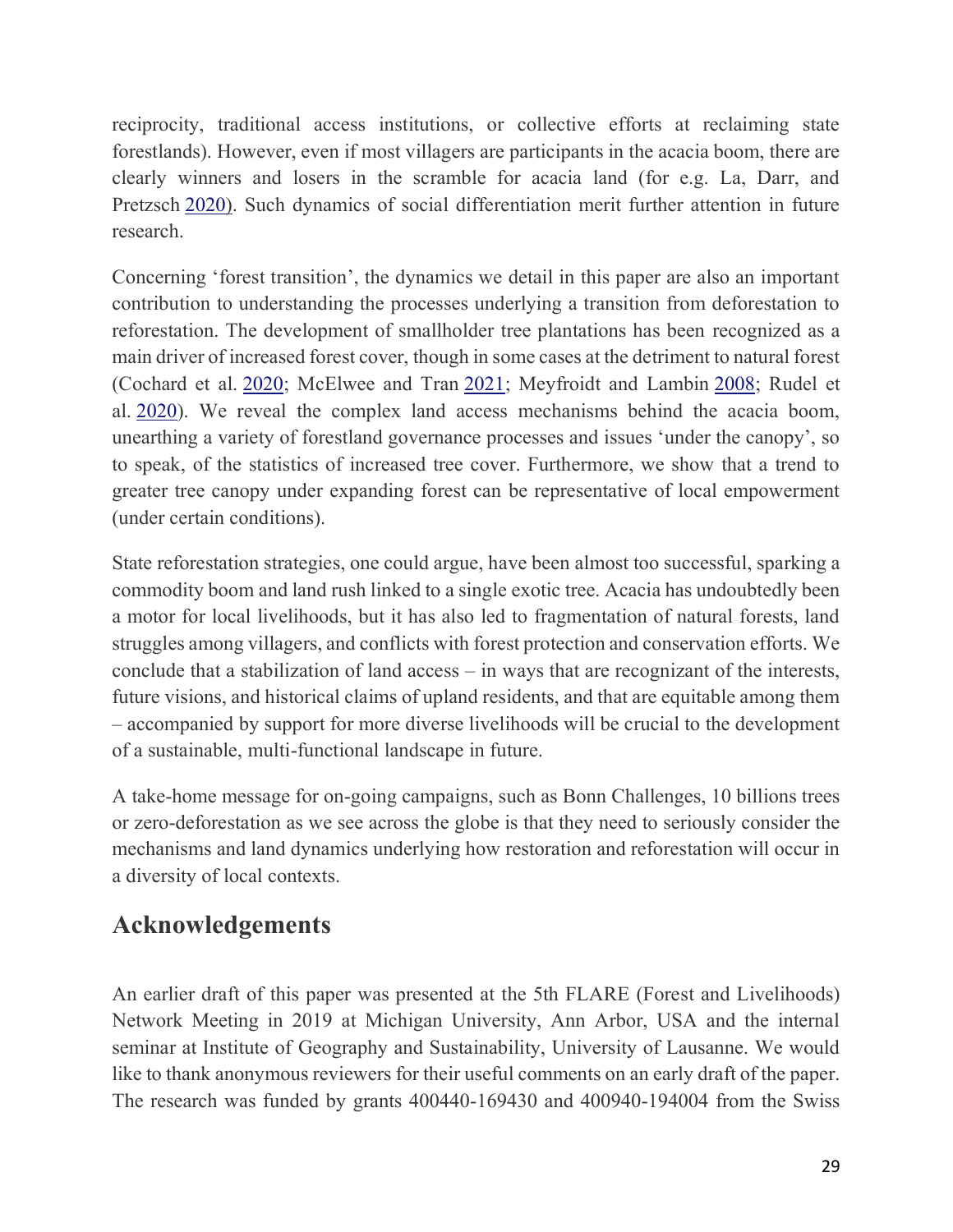reciprocity, traditional access institutions, or collective efforts at reclaiming state forestlands). However, even if most villagers are participants in the acacia boom, there are clearly winners and losers in the scramble for acacia land (for e.g. La, Darr, and Pretzsch 2020). Such dynamics of social differentiation merit further attention in future research.

Concerning 'forest transition', the dynamics we detail in this paper are also an important contribution to understanding the processes underlying a transition from deforestation to reforestation. The development of smallholder tree plantations has been recognized as a main driver of increased forest cover, though in some cases at the detriment to natural forest (Cochard et al. 2020; McElwee and Tran 2021; Meyfroidt and Lambin 2008; Rudel et al. 2020). We reveal the complex land access mechanisms behind the acacia boom, unearthing a variety of forestland governance processes and issues 'under the canopy', so to speak, of the statistics of increased tree cover. Furthermore, we show that a trend to greater tree canopy under expanding forest can be representative of local empowerment (under certain conditions).

State reforestation strategies, one could argue, have been almost too successful, sparking a commodity boom and land rush linked to a single exotic tree. Acacia has undoubtedly been a motor for local livelihoods, but it has also led to fragmentation of natural forests, land struggles among villagers, and conflicts with forest protection and conservation efforts. We conclude that a stabilization of land access – in ways that are recognizant of the interests, future visions, and historical claims of upland residents, and that are equitable among them – accompanied by support for more diverse livelihoods will be crucial to the development of a sustainable, multi-functional landscape in future.

A take-home message for on-going campaigns, such as Bonn Challenges, 10 billions trees or zero-deforestation as we see across the globe is that they need to seriously consider the mechanisms and land dynamics underlying how restoration and reforestation will occur in a diversity of local contexts.

## Acknowledgements

An earlier draft of this paper was presented at the 5th FLARE (Forest and Livelihoods) Network Meeting in 2019 at Michigan University, Ann Arbor, USA and the internal seminar at Institute of Geography and Sustainability, University of Lausanne. We would like to thank anonymous reviewers for their useful comments on an early draft of the paper. The research was funded by grants 400440-169430 and 400940-194004 from the Swiss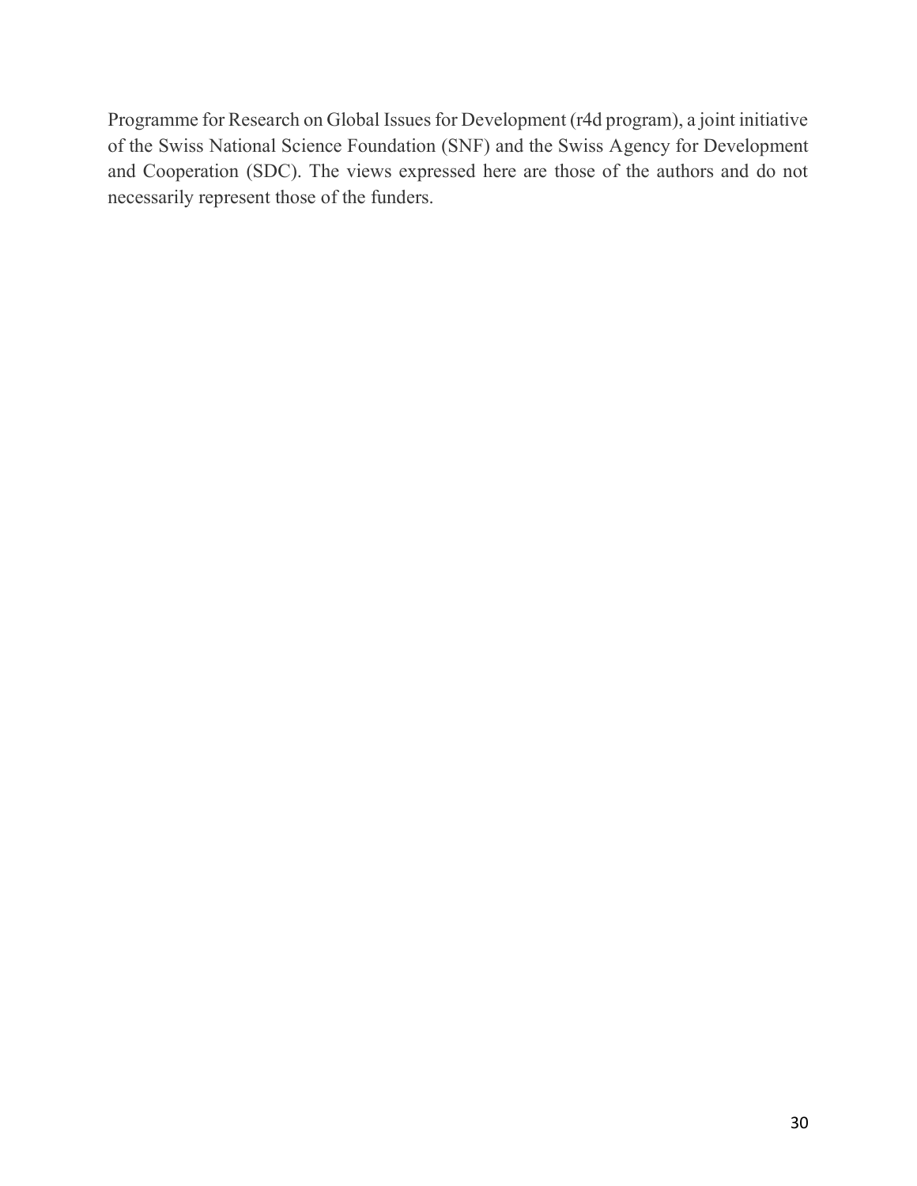Programme for Research on Global Issues for Development (r4d program), a joint initiative of the Swiss National Science Foundation (SNF) and the Swiss Agency for Development and Cooperation (SDC). The views expressed here are those of the authors and do not necessarily represent those of the funders.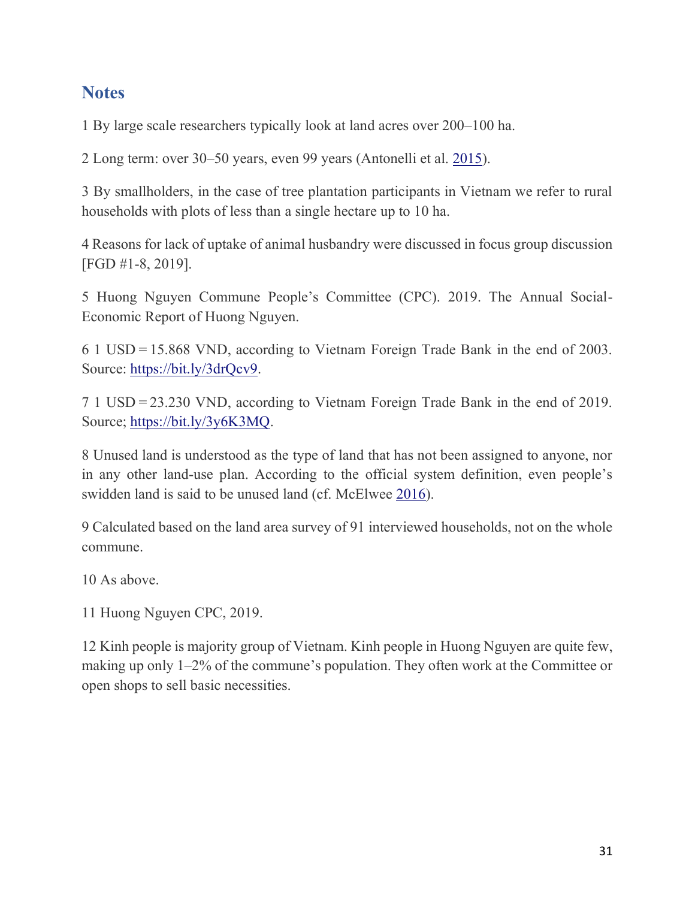## Notes

1 By large scale researchers typically look at land acres over 200–100 ha.

2 Long term: over 30–50 years, even 99 years (Antonelli et al. 2015).

3 By smallholders, in the case of tree plantation participants in Vietnam we refer to rural households with plots of less than a single hectare up to 10 ha.

4 Reasons for lack of uptake of animal husbandry were discussed in focus group discussion [FGD #1-8, 2019].

5 Huong Nguyen Commune People's Committee (CPC). 2019. The Annual Social-Economic Report of Huong Nguyen.

6 1 USD = 15.868 VND, according to Vietnam Foreign Trade Bank in the end of 2003. Source: https://bit.ly/3drQcv9.

7 1 USD = 23.230 VND, according to Vietnam Foreign Trade Bank in the end of 2019. Source; https://bit.ly/3y6K3MQ.

8 Unused land is understood as the type of land that has not been assigned to anyone, nor in any other land-use plan. According to the official system definition, even people's swidden land is said to be unused land (cf. McElwee 2016).

9 Calculated based on the land area survey of 91 interviewed households, not on the whole commune.

10 As above.

11 Huong Nguyen CPC, 2019.

12 Kinh people is majority group of Vietnam. Kinh people in Huong Nguyen are quite few, making up only 1–2% of the commune's population. They often work at the Committee or open shops to sell basic necessities.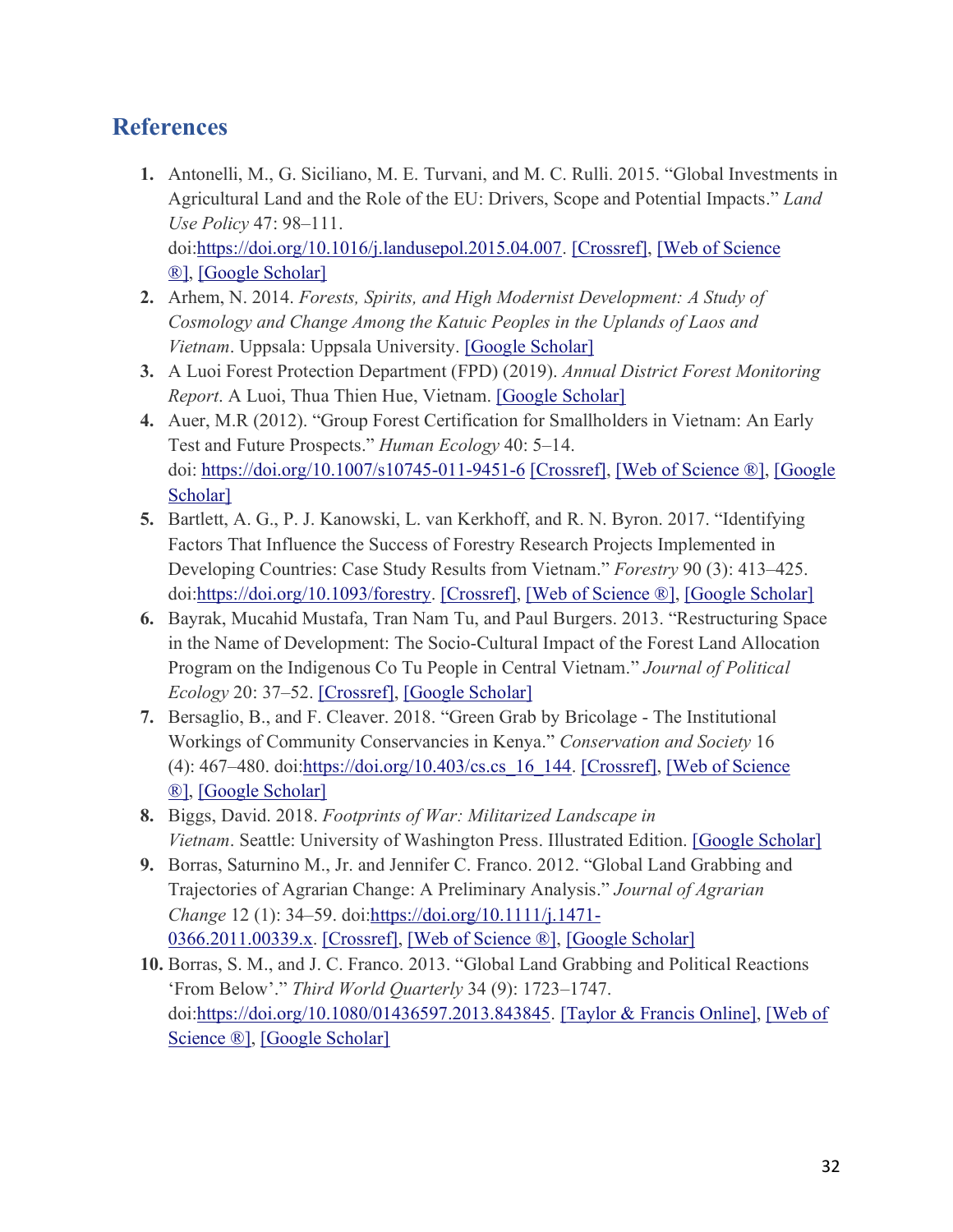## References

1. Antonelli, M., G. Siciliano, M. E. Turvani, and M. C. Rulli. 2015. "Global Investments in Agricultural Land and the Role of the EU: Drivers, Scope and Potential Impacts." *Land Use Policy* 47: 98–111. doi:https://doi.org/10.1016/j.landusepol.2015.04.007. [Crossref], [Web of Science ®], [Google Scholar]
2. Arhem, N. 2014. *Forests, Spirits, and High Modernist Development: A Study of Cosmology and Change Among the Katuic Peoples in the Uplands of Laos and Vietnam*. Uppsala: Uppsala University. [Google Scholar]
3. A Luoi Forest Protection Department (FPD) (2019). *Annual District Forest Monitoring Report*. A Luoi, Thua Thien Hue, Vietnam. [Google Scholar]
4. Auer, M.R (2012). "Group Forest Certification for Smallholders in Vietnam: An Early Test and Future Prospects." *Human Ecology* 40: 5–14. doi: https://doi.org/10.1007/s10745-011-9451-6 [Crossref], [Web of Science ®], [Google Scholar]
5. Bartlett, A. G., P. J. Kanowski, L. van Kerkhoff, and R. N. Byron. 2017. "Identifying Factors That Influence the Success of Forestry Research Projects Implemented in Developing Countries: Case Study Results from Vietnam." *Forestry* 90 (3): 413–425. doi:https://doi.org/10.1093/forestry. [Crossref], [Web of Science ®], [Google Scholar]
6. Bayrak, Mucahid Mustafa, Tran Nam Tu, and Paul Burgers. 2013. "Restructuring Space in the Name of Development: The Socio-Cultural Impact of the Forest Land Allocation Program on the Indigenous Co Tu People in Central Vietnam." *Journal of Political Ecology* 20: 37–52. [Crossref], [Google Scholar]
7. Bersaglio, B., and F. Cleaver. 2018. "Green Grab by Bricolage - The Institutional Workings of Community Conservancies in Kenya." *Conservation and Society* 16 (4): 467–480. doi:https://doi.org/10.403/cs.cs_16_144. [Crossref], [Web of Science ®], [Google Scholar]
8. Biggs, David. 2018. *Footprints of War: Militarized Landscape in Vietnam*. Seattle: University of Washington Press. Illustrated Edition. [Google Scholar]
9. Borras, Saturnino M., Jr. and Jennifer C. Franco. 2012. "Global Land Grabbing and Trajectories of Agrarian Change: A Preliminary Analysis." *Journal of Agrarian Change* 12 (1): 34–59. doi:https://doi.org/10.1111/j.1471-0366.2011.00339.x. [Crossref], [Web of Science ®], [Google Scholar]
10. Borras, S. M., and J. C. Franco. 2013. "Global Land Grabbing and Political Reactions 'From Below'." *Third World Quarterly* 34 (9): 1723–1747. doi:https://doi.org/10.1080/01436597.2013.843845. [Taylor & Francis Online], [Web of Science ®], [Google Scholar]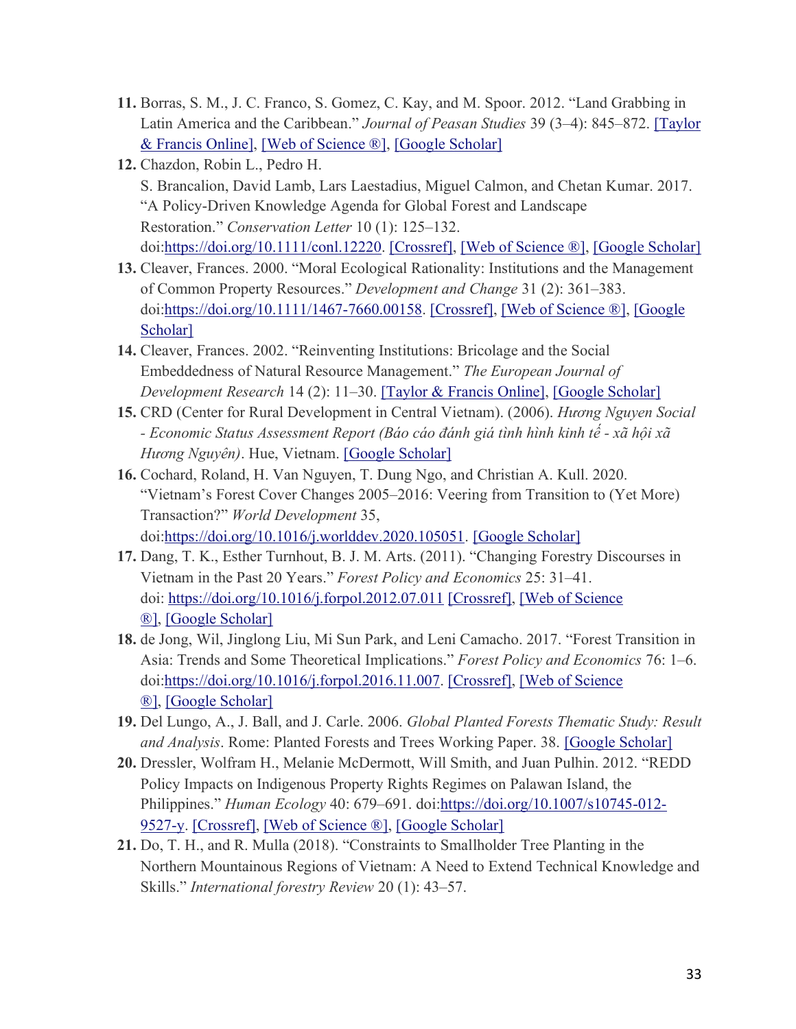11. Borras, S. M., J. C. Franco, S. Gomez, C. Kay, and M. Spoor. 2012. "Land Grabbing in Latin America and the Caribbean." *Journal of Peasan Studies* 39 (3–4): 845–872. [Taylor & Francis Online], [Web of Science ®], [Google Scholar]
12. Chazdon, Robin L., Pedro H. S. Brancalion, David Lamb, Lars Laestadius, Miguel Calmon, and Chetan Kumar. 2017. "A Policy-Driven Knowledge Agenda for Global Forest and Landscape Restoration." *Conservation Letter* 10 (1): 125–132. doi:https://doi.org/10.1111/conl.12220. [Crossref], [Web of Science ®], [Google Scholar]
13. Cleaver, Frances. 2000. "Moral Ecological Rationality: Institutions and the Management of Common Property Resources." *Development and Change* 31 (2): 361–383. doi:https://doi.org/10.1111/1467-7660.00158. [Crossref], [Web of Science ®], [Google Scholar]
14. Cleaver, Frances. 2002. "Reinventing Institutions: Bricolage and the Social Embeddedness of Natural Resource Management." *The European Journal of Development Research* 14 (2): 11–30. [Taylor & Francis Online], [Google Scholar]
15. CRD (Center for Rural Development in Central Vietnam). (2006). *Hương Nguyen Social - Economic Status Assessment Report (Báo cáo đánh giá tình hình kinh tế - xã hội xã Hương Nguyên)*. Hue, Vietnam. [Google Scholar]
16. Cochard, Roland, H. Van Nguyen, T. Dung Ngo, and Christian A. Kull. 2020. "Vietnam's Forest Cover Changes 2005–2016: Veering from Transition to (Yet More) Transaction?" *World Development* 35, doi:https://doi.org/10.1016/j.worlddev.2020.105051. [Google Scholar]
17. Dang, T. K., Esther Turnhout, B. J. M. Arts. (2011). "Changing Forestry Discourses in Vietnam in the Past 20 Years." *Forest Policy and Economics* 25: 31–41. doi: https://doi.org/10.1016/j.forpol.2012.07.011 [Crossref], [Web of Science ®], [Google Scholar]
18. de Jong, Wil, Jinglong Liu, Mi Sun Park, and Leni Camacho. 2017. "Forest Transition in Asia: Trends and Some Theoretical Implications." *Forest Policy and Economics* 76: 1–6. doi:https://doi.org/10.1016/j.forpol.2016.11.007. [Crossref], [Web of Science ®], [Google Scholar]
19. Del Lungo, A., J. Ball, and J. Carle. 2006. *Global Planted Forests Thematic Study: Result and Analysis*. Rome: Planted Forests and Trees Working Paper. 38. [Google Scholar]
20. Dressler, Wolfram H., Melanie McDermott, Will Smith, and Juan Pulhin. 2012. "REDD Policy Impacts on Indigenous Property Rights Regimes on Palawan Island, the Philippines." *Human Ecology* 40: 679–691. doi:https://doi.org/10.1007/s10745-012-9527-y. [Crossref], [Web of Science ®], [Google Scholar]
21. Do, T. H., and R. Mulla (2018). "Constraints to Smallholder Tree Planting in the Northern Mountainous Regions of Vietnam: A Need to Extend Technical Knowledge and Skills." *International forestry Review* 20 (1): 43–57.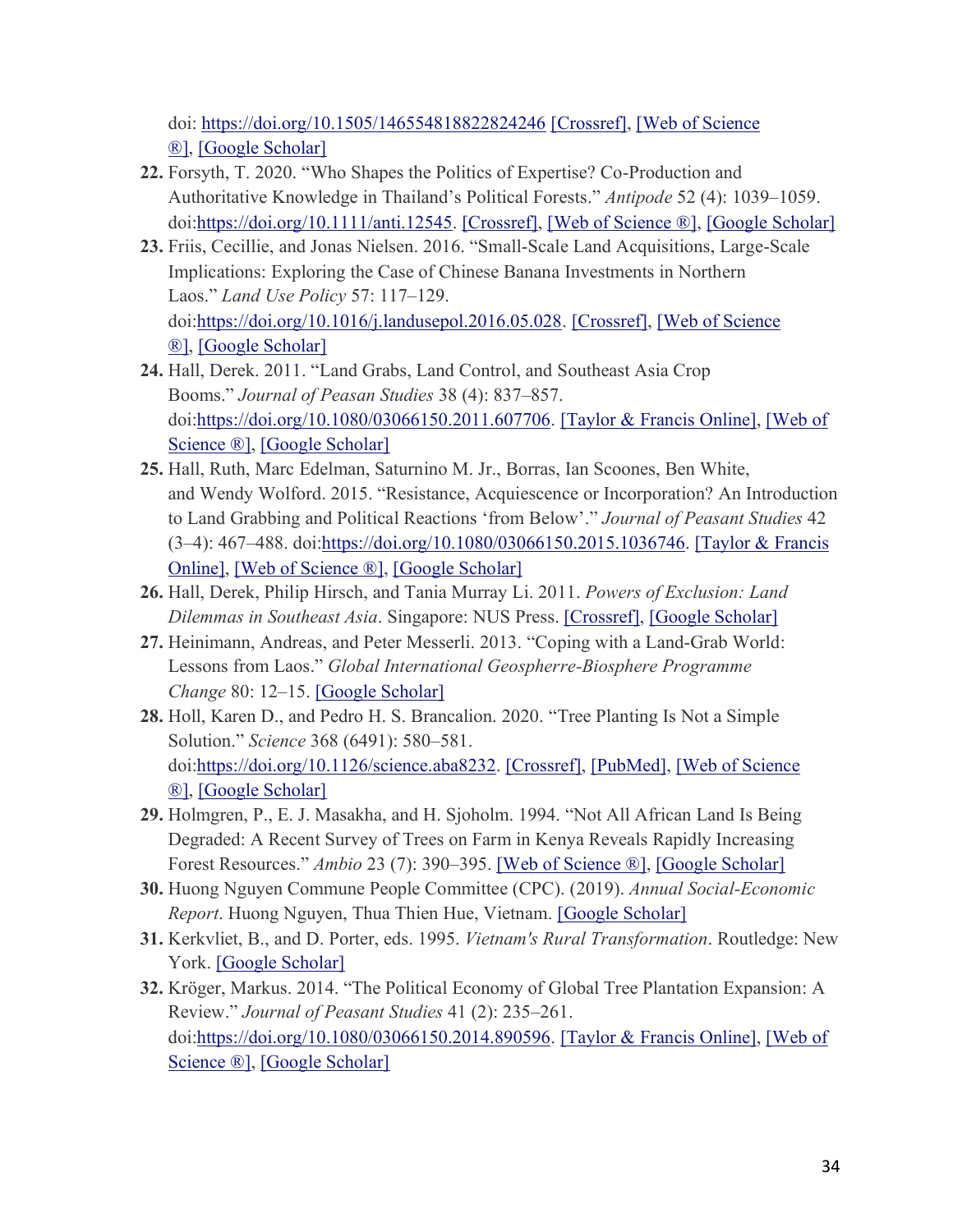doi: https://doi.org/10.1505/146554818822824246 [Crossref], [Web of Science ®], [Google Scholar]

22. Forsyth, T. 2020. "Who Shapes the Politics of Expertise? Co-Production and Authoritative Knowledge in Thailand's Political Forests." *Antipode* 52 (4): 1039–1059. doi:https://doi.org/10.1111/anti.12545. [Crossref], [Web of Science ®], [Google Scholar]
23. Friis, Cecillie, and Jonas Nielsen. 2016. "Small-Scale Land Acquisitions, Large-Scale Implications: Exploring the Case of Chinese Banana Investments in Northern Laos." *Land Use Policy* 57: 117–129. doi:https://doi.org/10.1016/j.landusepol.2016.05.028. [Crossref], [Web of Science ®], [Google Scholar]
24. Hall, Derek. 2011. "Land Grabs, Land Control, and Southeast Asia Crop Booms." *Journal of Peasan Studies* 38 (4): 837–857. doi:https://doi.org/10.1080/03066150.2011.607706. [Taylor & Francis Online], [Web of Science ®], [Google Scholar]
25. Hall, Ruth, Marc Edelman, Saturnino M. Jr., Borras, Ian Scoones, Ben White, and Wendy Wolford. 2015. "Resistance, Acquiescence or Incorporation? An Introduction to Land Grabbing and Political Reactions 'from Below'." *Journal of Peasant Studies* 42 (3–4): 467–488. doi:https://doi.org/10.1080/03066150.2015.1036746. [Taylor & Francis Online], [Web of Science ®], [Google Scholar]
26. Hall, Derek, Philip Hirsch, and Tania Murray Li. 2011. *Powers of Exclusion: Land Dilemmas in Southeast Asia*. Singapore: NUS Press. [Crossref], [Google Scholar]
27. Heinimann, Andreas, and Peter Messerli. 2013. "Coping with a Land-Grab World: Lessons from Laos." *Global International Geospherre-Biosphere Programme Change* 80: 12–15. [Google Scholar]
28. Holl, Karen D., and Pedro H. S. Brancalion. 2020. "Tree Planting Is Not a Simple Solution." *Science* 368 (6491): 580–581. doi:https://doi.org/10.1126/science.aba8232. [Crossref], [PubMed], [Web of Science ®], [Google Scholar]
29. Holmgren, P., E. J. Masakha, and H. Sjoholm. 1994. "Not All African Land Is Being Degraded: A Recent Survey of Trees on Farm in Kenya Reveals Rapidly Increasing Forest Resources." *Ambio* 23 (7): 390–395. [Web of Science ®], [Google Scholar]
30. Huong Nguyen Commune People Committee (CPC). (2019). *Annual Social-Economic Report*. Huong Nguyen, Thua Thien Hue, Vietnam. [Google Scholar]
31. Kerkvliet, B., and D. Porter, eds. 1995. *Vietnam's Rural Transformation*. Routledge: New York. [Google Scholar]
32. Kröger, Markus. 2014. "The Political Economy of Global Tree Plantation Expansion: A Review." *Journal of Peasant Studies* 41 (2): 235–261. doi:https://doi.org/10.1080/03066150.2014.890596. [Taylor & Francis Online], [Web of Science ®], [Google Scholar]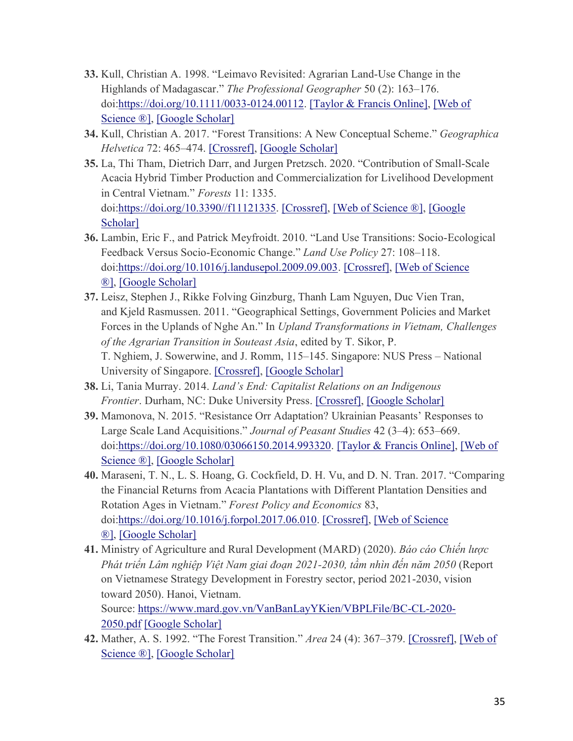33. Kull, Christian A. 1998. “Leimavo Revisited: Agrarian Land-Use Change in the Highlands of Madagascar.” *The Professional Geographer* 50 (2): 163–176. doi:https://doi.org/10.1111/0033-0124.00112. [Taylor & Francis Online], [Web of Science ®], [Google Scholar]
34. Kull, Christian A. 2017. “Forest Transitions: A New Conceptual Scheme.” *Geographica Helvetica* 72: 465–474. [Crossref], [Google Scholar]
35. La, Thi Tham, Dietrich Darr, and Jurgen Pretzsch. 2020. “Contribution of Small-Scale Acacia Hybrid Timber Production and Commercialization for Livelihood Development in Central Vietnam.” *Forests* 11: 1335. doi:https://doi.org/10.3390//f11121335. [Crossref], [Web of Science ®], [Google Scholar]
36. Lambin, Eric F., and Patrick Meyfroidt. 2010. “Land Use Transitions: Socio-Ecological Feedback Versus Socio-Economic Change.” *Land Use Policy* 27: 108–118. doi:https://doi.org/10.1016/j.landusepol.2009.09.003. [Crossref], [Web of Science ®], [Google Scholar]
37. Leisz, Stephen J., Rikke Folving Ginzburg, Thanh Lam Nguyen, Duc Vien Tran, and Kjeld Rasmussen. 2011. “Geographical Settings, Government Policies and Market Forces in the Uplands of Nghe An.” In *Upland Transformations in Vietnam, Challenges of the Agrarian Transition in Souteast Asia*, edited by T. Sikor, P. T. Nghiem, J. Sowerwine, and J. Romm, 115–145. Singapore: NUS Press – National University of Singapore. [Crossref], [Google Scholar]
38. Li, Tania Murray. 2014. *Land’s End: Capitalist Relations on an Indigenous Frontier*. Durham, NC: Duke University Press. [Crossref], [Google Scholar]
39. Mamonova, N. 2015. “Resistance Orr Adaptation? Ukrainian Peasants’ Responses to Large Scale Land Acquisitions.” *Journal of Peasant Studies* 42 (3–4): 653–669. doi:https://doi.org/10.1080/03066150.2014.993320. [Taylor & Francis Online], [Web of Science ®], [Google Scholar]
40. Maraseni, T. N., L. S. Hoang, G. Cockfield, D. H. Vu, and D. N. Tran. 2017. “Comparing the Financial Returns from Acacia Plantations with Different Plantation Densities and Rotation Ages in Vietnam.” *Forest Policy and Economics* 83, doi:https://doi.org/10.1016/j.forpol.2017.06.010. [Crossref], [Web of Science ®], [Google Scholar]
41. Ministry of Agriculture and Rural Development (MARD) (2020). *Báo cáo Chiến lược Phát triển Lâm nghiệp Việt Nam giai đoạn 2021-2030, tầm nhìn đến năm 2050* (Report on Vietnamese Strategy Development in Forestry sector, period 2021-2030, vision toward 2050). Hanoi, Vietnam. Source: https://www.mard.gov.vn/VanBanLayYKien/VBPLFile/BC-CL-2020-2050.pdf [Google Scholar]
42. Mather, A. S. 1992. “The Forest Transition.” *Area* 24 (4): 367–379. [Crossref], [Web of Science ®], [Google Scholar]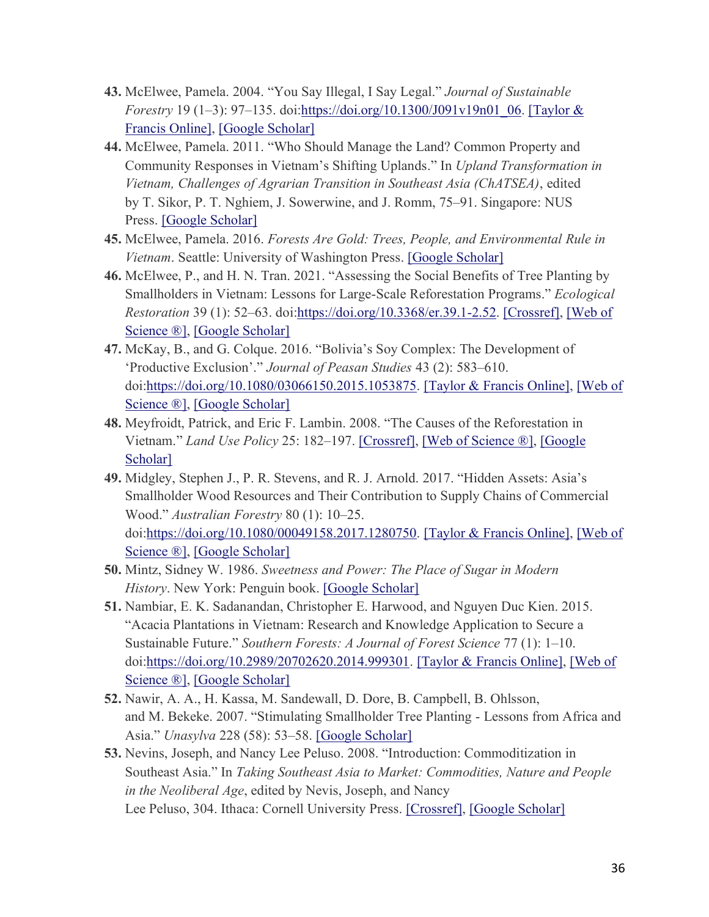43. McElwee, Pamela. 2004. “You Say Illegal, I Say Legal.” *Journal of Sustainable Forestry* 19 (1–3): 97–135. doi:https://doi.org/10.1300/J091v19n01_06. [Taylor & Francis Online], [Google Scholar]
44. McElwee, Pamela. 2011. “Who Should Manage the Land? Common Property and Community Responses in Vietnam’s Shifting Uplands.” In *Upland Transformation in Vietnam, Challenges of Agrarian Transition in Southeast Asia (ChATSEA)*, edited by T. Sikor, P. T. Nghiem, J. Sowerwine, and J. Romm, 75–91. Singapore: NUS Press. [Google Scholar]
45. McElwee, Pamela. 2016. *Forests Are Gold: Trees, People, and Environmental Rule in Vietnam*. Seattle: University of Washington Press. [Google Scholar]
46. McElwee, P., and H. N. Tran. 2021. “Assessing the Social Benefits of Tree Planting by Smallholders in Vietnam: Lessons for Large-Scale Reforestation Programs.” *Ecological Restoration* 39 (1): 52–63. doi:https://doi.org/10.3368/er.39.1-2.52. [Crossref], [Web of Science ®], [Google Scholar]
47. McKay, B., and G. Colque. 2016. “Bolivia’s Soy Complex: The Development of ‘Productive Exclusion’.” *Journal of Peasan Studies* 43 (2): 583–610. doi:https://doi.org/10.1080/03066150.2015.1053875. [Taylor & Francis Online], [Web of Science ®], [Google Scholar]
48. Meyfroidt, Patrick, and Eric F. Lambin. 2008. “The Causes of the Reforestation in Vietnam.” *Land Use Policy* 25: 182–197. [Crossref], [Web of Science ®], [Google Scholar]
49. Midgley, Stephen J., P. R. Stevens, and R. J. Arnold. 2017. “Hidden Assets: Asia’s Smallholder Wood Resources and Their Contribution to Supply Chains of Commercial Wood.” *Australian Forestry* 80 (1): 10–25. doi:https://doi.org/10.1080/00049158.2017.1280750. [Taylor & Francis Online], [Web of Science ®], [Google Scholar]
50. Mintz, Sidney W. 1986. *Sweetness and Power: The Place of Sugar in Modern History*. New York: Penguin book. [Google Scholar]
51. Nambiar, E. K. Sadanandan, Christopher E. Harwood, and Nguyen Duc Kien. 2015. “Acacia Plantations in Vietnam: Research and Knowledge Application to Secure a Sustainable Future.” *Southern Forests: A Journal of Forest Science* 77 (1): 1–10. doi:https://doi.org/10.2989/20702620.2014.999301. [Taylor & Francis Online], [Web of Science ®], [Google Scholar]
52. Nawir, A. A., H. Kassa, M. Sandewall, D. Dore, B. Campbell, B. Ohlsson, and M. Bekeke. 2007. “Stimulating Smallholder Tree Planting - Lessons from Africa and Asia.” *Unasylva* 228 (58): 53–58. [Google Scholar]
53. Nevins, Joseph, and Nancy Lee Peluso. 2008. “Introduction: Commoditization in Southeast Asia.” In *Taking Southeast Asia to Market: Commodities, Nature and People in the Neoliberal Age*, edited by Nevis, Joseph, and Nancy Lee Peluso, 304. Ithaca: Cornell University Press. [Crossref], [Google Scholar]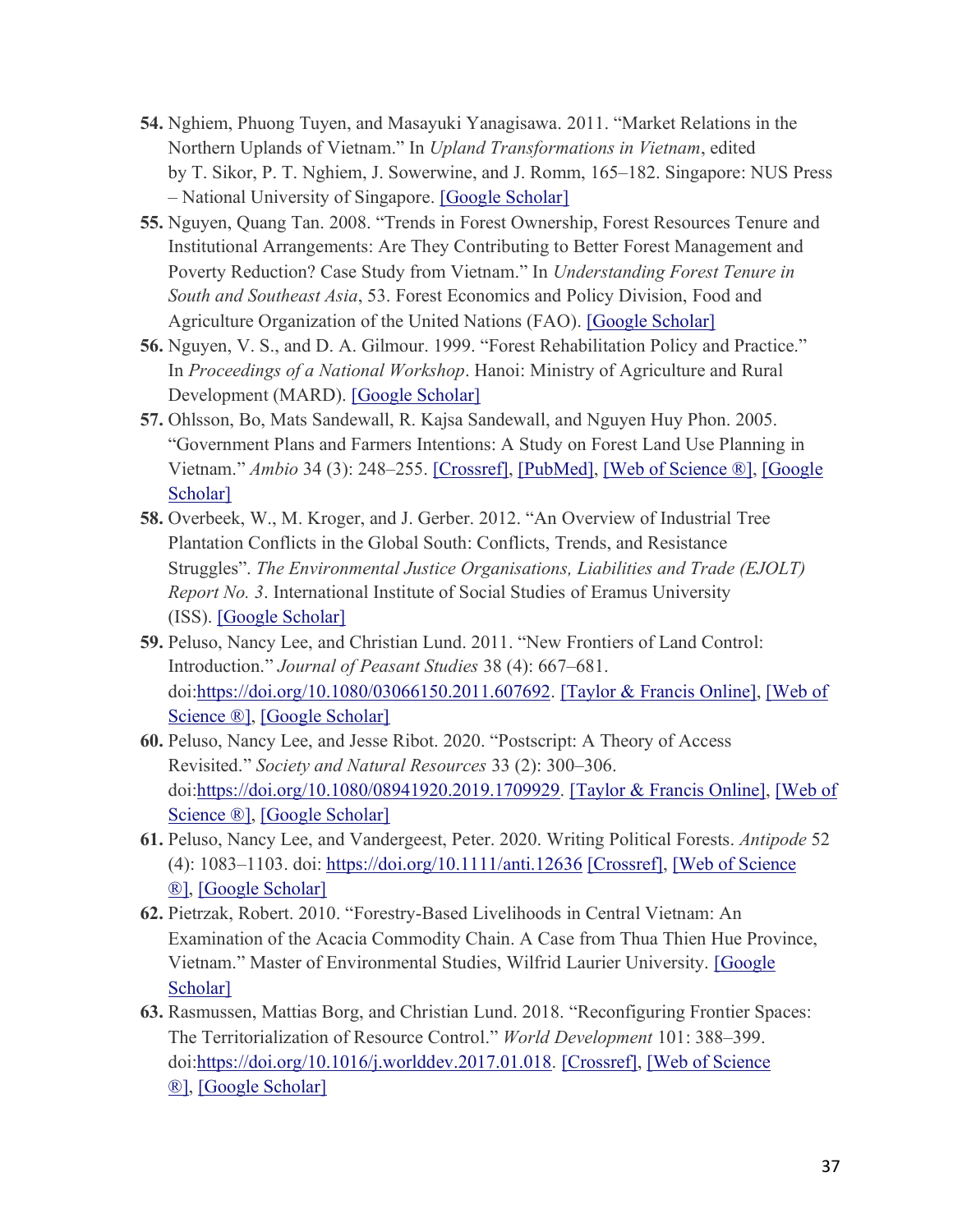54. Nghiem, Phuong Tuyen, and Masayuki Yanagisawa. 2011. "Market Relations in the Northern Uplands of Vietnam." In *Upland Transformations in Vietnam*, edited by T. Sikor, P. T. Nghiem, J. Sowerwine, and J. Romm, 165–182. Singapore: NUS Press – National University of Singapore. [Google Scholar]
55. Nguyen, Quang Tan. 2008. "Trends in Forest Ownership, Forest Resources Tenure and Institutional Arrangements: Are They Contributing to Better Forest Management and Poverty Reduction? Case Study from Vietnam." In *Understanding Forest Tenure in South and Southeast Asia*, 53. Forest Economics and Policy Division, Food and Agriculture Organization of the United Nations (FAO). [Google Scholar]
56. Nguyen, V. S., and D. A. Gilmour. 1999. "Forest Rehabilitation Policy and Practice." In *Proceedings of a National Workshop*. Hanoi: Ministry of Agriculture and Rural Development (MARD). [Google Scholar]
57. Ohlsson, Bo, Mats Sandewall, R. Kajsa Sandewall, and Nguyen Huy Phon. 2005. "Government Plans and Farmers Intentions: A Study on Forest Land Use Planning in Vietnam." *Ambio* 34 (3): 248–255. [Crossref], [PubMed], [Web of Science ®], [Google Scholar]
58. Overbeek, W., M. Kroger, and J. Gerber. 2012. "An Overview of Industrial Tree Plantation Conflicts in the Global South: Conflicts, Trends, and Resistance Struggles". *The Environmental Justice Organisations, Liabilities and Trade (EJOLT) Report No. 3*. International Institute of Social Studies of Eramus University (ISS). [Google Scholar]
59. Peluso, Nancy Lee, and Christian Lund. 2011. "New Frontiers of Land Control: Introduction." *Journal of Peasant Studies* 38 (4): 667–681. doi:https://doi.org/10.1080/03066150.2011.607692. [Taylor & Francis Online], [Web of Science ®], [Google Scholar]
60. Peluso, Nancy Lee, and Jesse Ribot. 2020. "Postscript: A Theory of Access Revisited." *Society and Natural Resources* 33 (2): 300–306. doi:https://doi.org/10.1080/08941920.2019.1709929. [Taylor & Francis Online], [Web of Science ®], [Google Scholar]
61. Peluso, Nancy Lee, and Vandergeest, Peter. 2020. Writing Political Forests. *Antipode* 52 (4): 1083–1103. doi: https://doi.org/10.1111/anti.12636 [Crossref], [Web of Science ®], [Google Scholar]
62. Pietrzak, Robert. 2010. "Forestry-Based Livelihoods in Central Vietnam: An Examination of the Acacia Commodity Chain. A Case from Thua Thien Hue Province, Vietnam." Master of Environmental Studies, Wilfrid Laurier University. [Google Scholar]
63. Rasmussen, Mattias Borg, and Christian Lund. 2018. "Reconfiguring Frontier Spaces: The Territorialization of Resource Control." *World Development* 101: 388–399. doi:https://doi.org/10.1016/j.worlddev.2017.01.018. [Crossref], [Web of Science ®], [Google Scholar]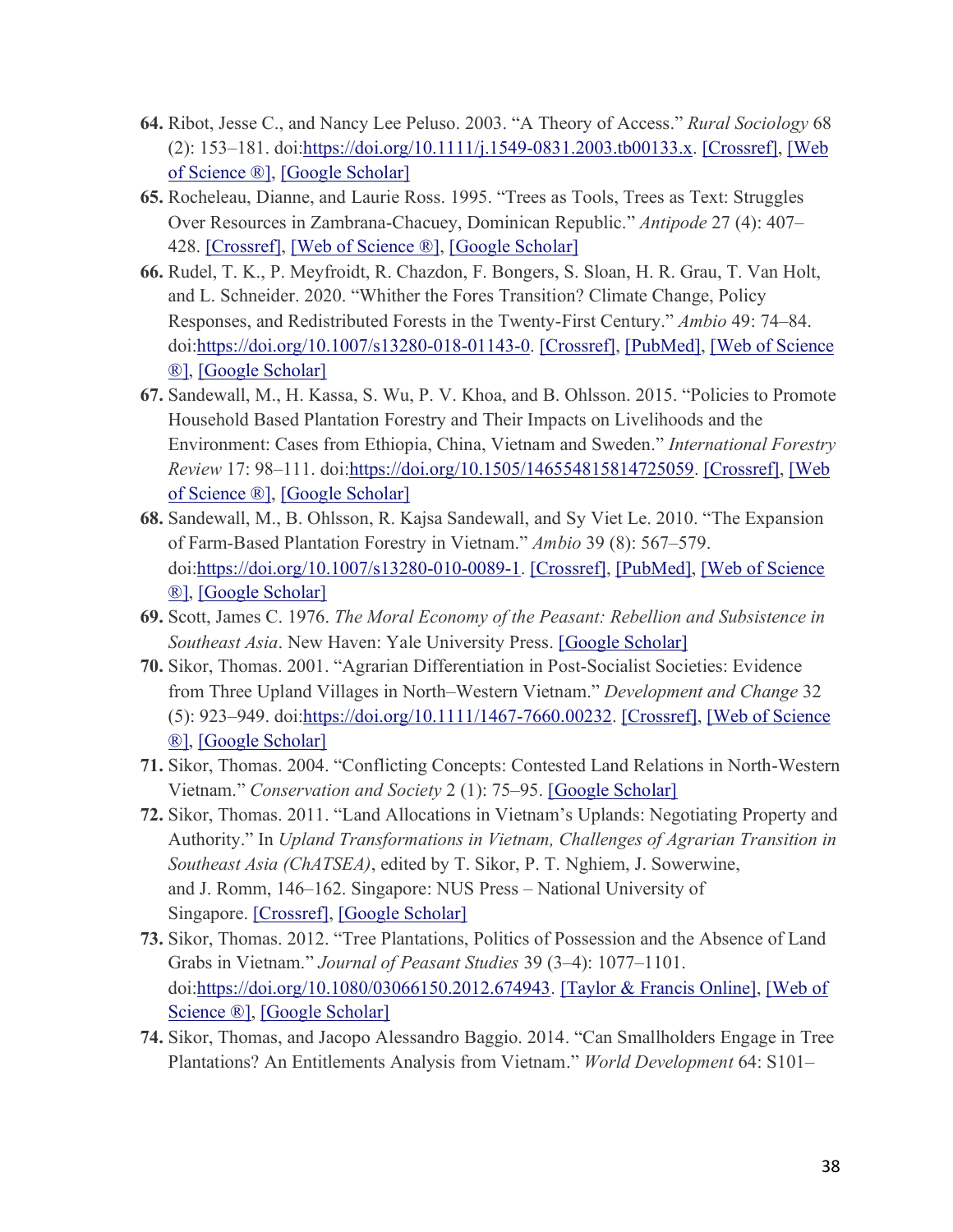64. Ribot, Jesse C., and Nancy Lee Peluso. 2003. "A Theory of Access." *Rural Sociology* 68 (2): 153–181. doi:https://doi.org/10.1111/j.1549-0831.2003.tb00133.x. [Crossref], [Web of Science ®], [Google Scholar]
65. Rocheleau, Dianne, and Laurie Ross. 1995. "Trees as Tools, Trees as Text: Struggles Over Resources in Zambrana-Chacuey, Dominican Republic." *Antipode* 27 (4): 407–428. [Crossref], [Web of Science ®], [Google Scholar]
66. Rudel, T. K., P. Meyfroidt, R. Chazdon, F. Bongers, S. Sloan, H. R. Grau, T. Van Holt, and L. Schneider. 2020. "Whither the Fores Transition? Climate Change, Policy Responses, and Redistributed Forests in the Twenty-First Century." *Ambio* 49: 74–84. doi:https://doi.org/10.1007/s13280-018-01143-0. [Crossref], [PubMed], [Web of Science ®], [Google Scholar]
67. Sandewall, M., H. Kassa, S. Wu, P. V. Khoa, and B. Ohlsson. 2015. "Policies to Promote Household Based Plantation Forestry and Their Impacts on Livelihoods and the Environment: Cases from Ethiopia, China, Vietnam and Sweden." *International Forestry Review* 17: 98–111. doi:https://doi.org/10.1505/146554815814725059. [Crossref], [Web of Science ®], [Google Scholar]
68. Sandewall, M., B. Ohlsson, R. Kajsa Sandewall, and Sy Viet Le. 2010. "The Expansion of Farm-Based Plantation Forestry in Vietnam." *Ambio* 39 (8): 567–579. doi:https://doi.org/10.1007/s13280-010-0089-1. [Crossref], [PubMed], [Web of Science ®], [Google Scholar]
69. Scott, James C. 1976. *The Moral Economy of the Peasant: Rebellion and Subsistence in Southeast Asia*. New Haven: Yale University Press. [Google Scholar]
70. Sikor, Thomas. 2001. "Agrarian Differentiation in Post-Socialist Societies: Evidence from Three Upland Villages in North–Western Vietnam." *Development and Change* 32 (5): 923–949. doi:https://doi.org/10.1111/1467-7660.00232. [Crossref], [Web of Science ®], [Google Scholar]
71. Sikor, Thomas. 2004. "Conflicting Concepts: Contested Land Relations in North-Western Vietnam." *Conservation and Society* 2 (1): 75–95. [Google Scholar]
72. Sikor, Thomas. 2011. "Land Allocations in Vietnam's Uplands: Negotiating Property and Authority." In *Upland Transformations in Vietnam, Challenges of Agrarian Transition in Southeast Asia (ChATSEA)*, edited by T. Sikor, P. T. Nghiem, J. Sowerwine, and J. Romm, 146–162. Singapore: NUS Press – National University of Singapore. [Crossref], [Google Scholar]
73. Sikor, Thomas. 2012. "Tree Plantations, Politics of Possession and the Absence of Land Grabs in Vietnam." *Journal of Peasant Studies* 39 (3–4): 1077–1101. doi:https://doi.org/10.1080/03066150.2012.674943. [Taylor & Francis Online], [Web of Science ®], [Google Scholar]
74. Sikor, Thomas, and Jacopo Alessandro Baggio. 2014. "Can Smallholders Engage in Tree Plantations? An Entitlements Analysis from Vietnam." *World Development* 64: S101–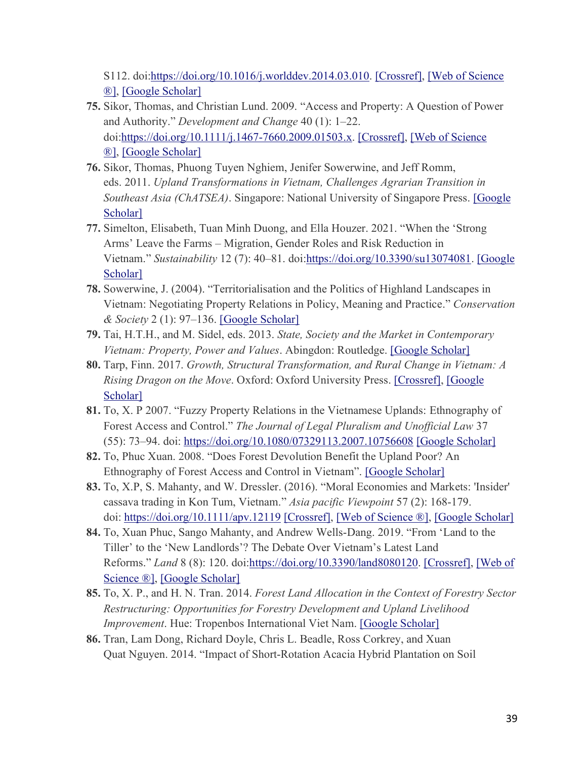S112. doi:https://doi.org/10.1016/j.worlddev.2014.03.010. [Crossref], [Web of Science ®], [Google Scholar]

75. Sikor, Thomas, and Christian Lund. 2009. "Access and Property: A Question of Power and Authority." *Development and Change* 40 (1): 1–22. doi:https://doi.org/10.1111/j.1467-7660.2009.01503.x. [Crossref], [Web of Science ®], [Google Scholar]
76. Sikor, Thomas, Phuong Tuyen Nghiem, Jenifer Sowerwine, and Jeff Romm, eds. 2011. *Upland Transformations in Vietnam, Challenges Agrarian Transition in Southeast Asia (ChATSEA)*. Singapore: National University of Singapore Press. [Google Scholar]
77. Simelton, Elisabeth, Tuan Minh Duong, and Ella Houzer. 2021. "When the 'Strong Arms' Leave the Farms – Migration, Gender Roles and Risk Reduction in Vietnam." *Sustainability* 12 (7): 40–81. doi:https://doi.org/10.3390/su13074081. [Google Scholar]
78. Sowerwine, J. (2004). "Territorialisation and the Politics of Highland Landscapes in Vietnam: Negotiating Property Relations in Policy, Meaning and Practice." *Conservation & Society* 2 (1): 97–136. [Google Scholar]
79. Tai, H.T.H., and M. Sidel, eds. 2013. *State, Society and the Market in Contemporary Vietnam: Property, Power and Values*. Abingdon: Routledge. [Google Scholar]
80. Tarp, Finn. 2017. *Growth, Structural Transformation, and Rural Change in Vietnam: A Rising Dragon on the Move*. Oxford: Oxford University Press. [Crossref], [Google Scholar]
81. To, X. P 2007. "Fuzzy Property Relations in the Vietnamese Uplands: Ethnography of Forest Access and Control." *The Journal of Legal Pluralism and Unofficial Law* 37 (55): 73–94. doi: https://doi.org/10.1080/07329113.2007.10756608 [Google Scholar]
82. To, Phuc Xuan. 2008. "Does Forest Devolution Benefit the Upland Poor? An Ethnography of Forest Access and Control in Vietnam". [Google Scholar]
83. To, X.P, S. Mahanty, and W. Dressler. (2016). "Moral Economies and Markets: 'Insider' cassava trading in Kon Tum, Vietnam." *Asia pacific Viewpoint* 57 (2): 168-179. doi: https://doi.org/10.1111/apv.12119 [Crossref], [Web of Science ®], [Google Scholar]
84. To, Xuan Phuc, Sango Mahanty, and Andrew Wells-Dang. 2019. "From 'Land to the Tiller' to the 'New Landlords'? The Debate Over Vietnam's Latest Land Reforms." *Land* 8 (8): 120. doi:https://doi.org/10.3390/land8080120. [Crossref], [Web of Science ®], [Google Scholar]
85. To, X. P., and H. N. Tran. 2014. *Forest Land Allocation in the Context of Forestry Sector Restructuring: Opportunities for Forestry Development and Upland Livelihood Improvement*. Hue: Tropenbos International Viet Nam. [Google Scholar]
86. Tran, Lam Dong, Richard Doyle, Chris L. Beadle, Ross Corkrey, and Xuan Quat Nguyen. 2014. "Impact of Short-Rotation Acacia Hybrid Plantation on Soil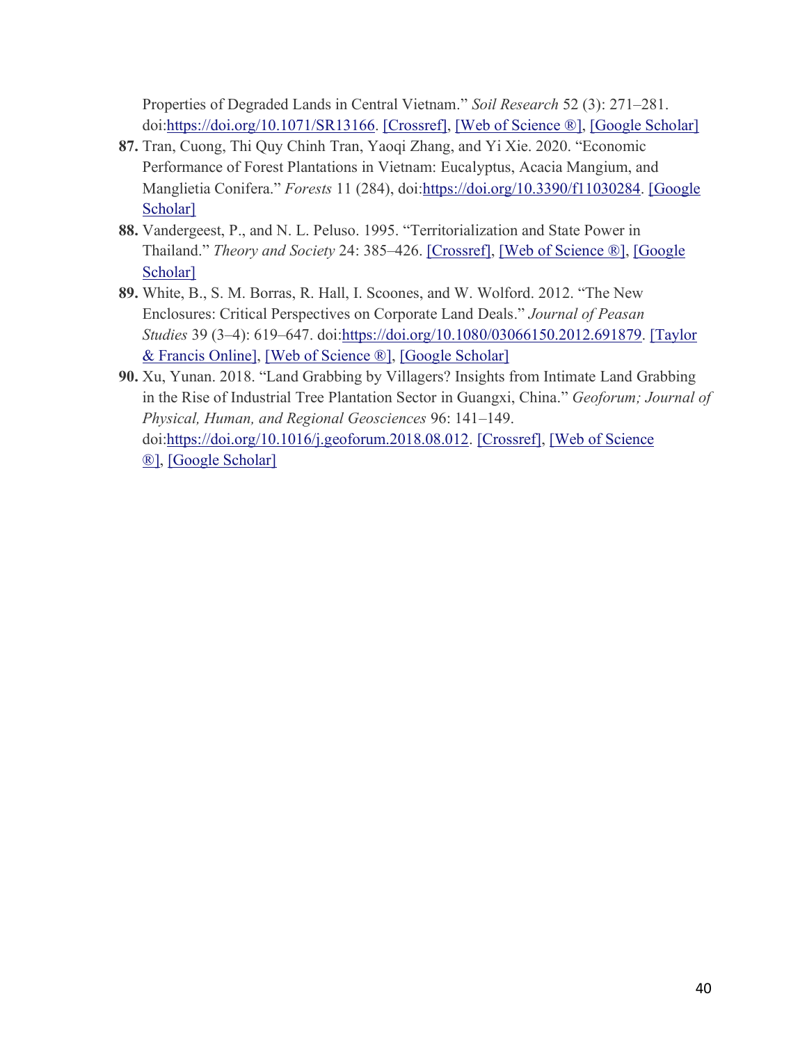Properties of Degraded Lands in Central Vietnam." *Soil Research* 52 (3): 271–281. doi:https://doi.org/10.1071/SR13166. [Crossref], [Web of Science ®], [Google Scholar]

**87.** Tran, Cuong, Thi Quy Chinh Tran, Yaoqi Zhang, and Yi Xie. 2020. "Economic Performance of Forest Plantations in Vietnam: Eucalyptus, Acacia Mangium, and Manglietia Conifera." *Forests* 11 (284), doi:https://doi.org/10.3390/f11030284. [Google Scholar]

**88.** Vandergeest, P., and N. L. Peluso. 1995. "Territorialization and State Power in Thailand." *Theory and Society* 24: 385–426. [Crossref], [Web of Science ®], [Google Scholar]

**89.** White, B., S. M. Borras, R. Hall, I. Scoones, and W. Wolford. 2012. "The New Enclosures: Critical Perspectives on Corporate Land Deals." *Journal of Peasan Studies* 39 (3–4): 619–647. doi:https://doi.org/10.1080/03066150.2012.691879. [Taylor & Francis Online], [Web of Science ®], [Google Scholar]

**90.** Xu, Yunan. 2018. "Land Grabbing by Villagers? Insights from Intimate Land Grabbing in the Rise of Industrial Tree Plantation Sector in Guangxi, China." *Geoforum; Journal of Physical, Human, and Regional Geosciences* 96: 141–149. doi:https://doi.org/10.1016/j.geoforum.2018.08.012. [Crossref], [Web of Science ®], [Google Scholar]